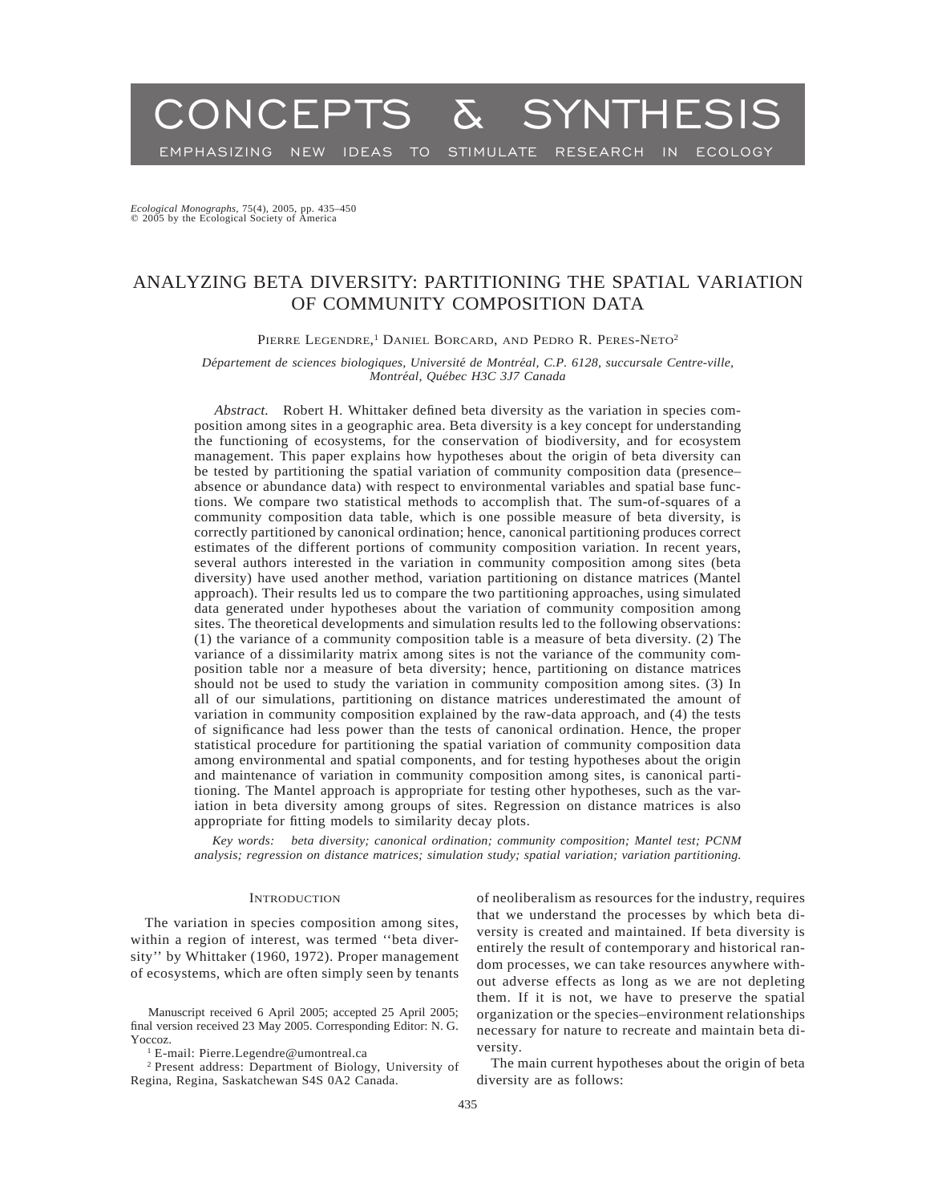# CONCEPTS & SYNTHESIS

EMPHASIZING NEW IDEAS TO STIMULATE RESEARCH IN ECOLOGY

*Ecological Monographs*, 75(4), 2005, pp. 435–450
© 2005 by the Ecological Society of America

## ANALYZING BETA DIVERSITY: PARTITIONING THE SPATIAL VARIATION OF COMMUNITY COMPOSITION DATA

Pierre Legendre,[1] Daniel Borcard, and Pedro R. Peres-Neto[2]

*Département de sciences biologiques, Université de Montréal, C.P. 6128, succursale Centre-ville, Montréal, Québec H3C 3J7 Canada*

*Abstract.* Robert H. Whittaker defined beta diversity as the variation in species composition among sites in a geographic area. Beta diversity is a key concept for understanding the functioning of ecosystems, for the conservation of biodiversity, and for ecosystem management. This paper explains how hypotheses about the origin of beta diversity can be tested by partitioning the spatial variation of community composition data (presence–absence or abundance data) with respect to environmental variables and spatial base functions. We compare two statistical methods to accomplish that. The sum-of-squares of a community composition data table, which is one possible measure of beta diversity, is correctly partitioned by canonical ordination; hence, canonical partitioning produces correct estimates of the different portions of community composition variation. In recent years, several authors interested in the variation in community composition among sites (beta diversity) have used another method, variation partitioning on distance matrices (Mantel approach). Their results led us to compare the two partitioning approaches, using simulated data generated under hypotheses about the variation of community composition among sites. The theoretical developments and simulation results led to the following observations: (1) the variance of a community composition table is a measure of beta diversity. (2) The variance of a dissimilarity matrix among sites is not the variance of the community composition table nor a measure of beta diversity; hence, partitioning on distance matrices should not be used to study the variation in community composition among sites. (3) In all of our simulations, partitioning on distance matrices underestimated the amount of variation in community composition explained by the raw-data approach, and (4) the tests of significance had less power than the tests of canonical ordination. Hence, the proper statistical procedure for partitioning the spatial variation of community composition data among environmental and spatial components, and for testing hypotheses about the origin and maintenance of variation in community composition among sites, is canonical partitioning. The Mantel approach is appropriate for testing other hypotheses, such as the variation in beta diversity among groups of sites. Regression on distance matrices is also appropriate for fitting models to similarity decay plots.

*Key words: beta diversity; canonical ordination; community composition; Mantel test; PCNM analysis; regression on distance matrices; simulation study; spatial variation; variation partitioning.*

### Introduction

The variation in species composition among sites, within a region of interest, was termed ''beta diversity'' by Whittaker (1960, 1972). Proper management of ecosystems, which are often simply seen by tenants of neoliberalism as resources for the industry, requires that we understand the processes by which beta diversity is created and maintained. If beta diversity is entirely the result of contemporary and historical random processes, we can take resources anywhere without adverse effects as long as we are not depleting them. If it is not, we have to preserve the spatial organization or the species–environment relationships necessary for nature to recreate and maintain beta diversity.

The main current hypotheses about the origin of beta diversity are as follows:

Manuscript received 6 April 2005; accepted 25 April 2005; final version received 23 May 2005. Corresponding Editor: N. G. Yoccoz.

[1] E-mail: Pierre.Legendre@umontreal.ca

[2] Present address: Department of Biology, University of Regina, Regina, Saskatchewan S4S 0A2 Canada.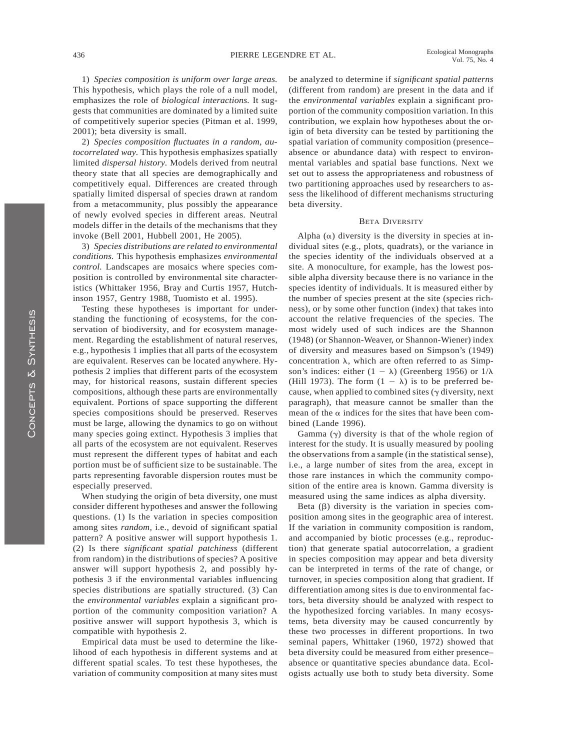1) *Species composition is uniform over large areas.* This hypothesis, which plays the role of a null model, emphasizes the role of *biological interactions.* It suggests that communities are dominated by a limited suite of competitively superior species (Pitman et al. 1999, 2001); beta diversity is small.

2) *Species composition fluctuates in a random, autocorrelated way.* This hypothesis emphasizes spatially limited *dispersal history.* Models derived from neutral theory state that all species are demographically and competitively equal. Differences are created through spatially limited dispersal of species drawn at random from a metacommunity, plus possibly the appearance of newly evolved species in different areas. Neutral models differ in the details of the mechanisms that they invoke (Bell 2001, Hubbell 2001, He 2005).

3) *Species distributions are related to environmental conditions.* This hypothesis emphasizes *environmental control.* Landscapes are mosaics where species composition is controlled by environmental site characteristics (Whittaker 1956, Bray and Curtis 1957, Hutchinson 1957, Gentry 1988, Tuomisto et al. 1995).

Testing these hypotheses is important for understanding the functioning of ecosystems, for the conservation of biodiversity, and for ecosystem management. Regarding the establishment of natural reserves, e.g., hypothesis 1 implies that all parts of the ecosystem are equivalent. Reserves can be located anywhere. Hypothesis 2 implies that different parts of the ecosystem may, for historical reasons, sustain different species compositions, although these parts are environmentally equivalent. Portions of space supporting the different species compositions should be preserved. Reserves must be large, allowing the dynamics to go on without many species going extinct. Hypothesis 3 implies that all parts of the ecosystem are not equivalent. Reserves must represent the different types of habitat and each portion must be of sufficient size to be sustainable. The parts representing favorable dispersion routes must be especially preserved.

When studying the origin of beta diversity, one must consider different hypotheses and answer the following questions. (1) Is the variation in species composition among sites *random,* i.e., devoid of significant spatial pattern? A positive answer will support hypothesis 1. (2) Is there *significant spatial patchiness* (different from random) in the distributions of species? A positive answer will support hypothesis 2, and possibly hypothesis 3 if the environmental variables influencing species distributions are spatially structured. (3) Can the *environmental variables* explain a significant proportion of the community composition variation? A positive answer will support hypothesis 3, which is compatible with hypothesis 2.

Empirical data must be used to determine the likelihood of each hypothesis in different systems and at different spatial scales. To test these hypotheses, the variation of community composition at many sites must be analyzed to determine if *significant spatial patterns* (different from random) are present in the data and if the *environmental variables* explain a significant proportion of the community composition variation. In this contribution, we explain how hypotheses about the origin of beta diversity can be tested by partitioning the spatial variation of community composition (presence–absence or abundance data) with respect to environmental variables and spatial base functions. Next we set out to assess the appropriateness and robustness of two partitioning approaches used by researchers to assess the likelihood of different mechanisms structuring beta diversity.

## Beta Diversity

Alpha ($\alpha$) diversity is the diversity in species at individual sites (e.g., plots, quadrats), or the variance in the species identity of the individuals observed at a site. A monoculture, for example, has the lowest possible alpha diversity because there is no variance in the species identity of individuals. It is measured either by the number of species present at the site (species richness), or by some other function (index) that takes into account the relative frequencies of the species. The most widely used of such indices are the Shannon (1948) (or Shannon-Weaver, or Shannon-Wiener) index of diversity and measures based on Simpson's (1949) concentration $\lambda$, which are often referred to as Simpson's indices: either $(1 - \lambda)$ (Greenberg 1956) or $1/\lambda$ (Hill 1973). The form $(1 - \lambda)$ is to be preferred because, when applied to combined sites ($\gamma$ diversity, next paragraph), that measure cannot be smaller than the mean of the $\alpha$ indices for the sites that have been combined (Lande 1996).

Gamma ($\gamma$) diversity is that of the whole region of interest for the study. It is usually measured by pooling the observations from a sample (in the statistical sense), i.e., a large number of sites from the area, except in those rare instances in which the community composition of the entire area is known. Gamma diversity is measured using the same indices as alpha diversity.

Beta ($\beta$) diversity is the variation in species composition among sites in the geographic area of interest. If the variation in community composition is random, and accompanied by biotic processes (e.g., reproduction) that generate spatial autocorrelation, a gradient in species composition may appear and beta diversity can be interpreted in terms of the rate of change, or turnover, in species composition along that gradient. If differentiation among sites is due to environmental factors, beta diversity should be analyzed with respect to the hypothesized forcing variables. In many ecosystems, beta diversity may be caused concurrently by these two processes in different proportions. In two seminal papers, Whittaker (1960, 1972) showed that beta diversity could be measured from either presence–absence or quantitative species abundance data. Ecologists actually use both to study beta diversity. Some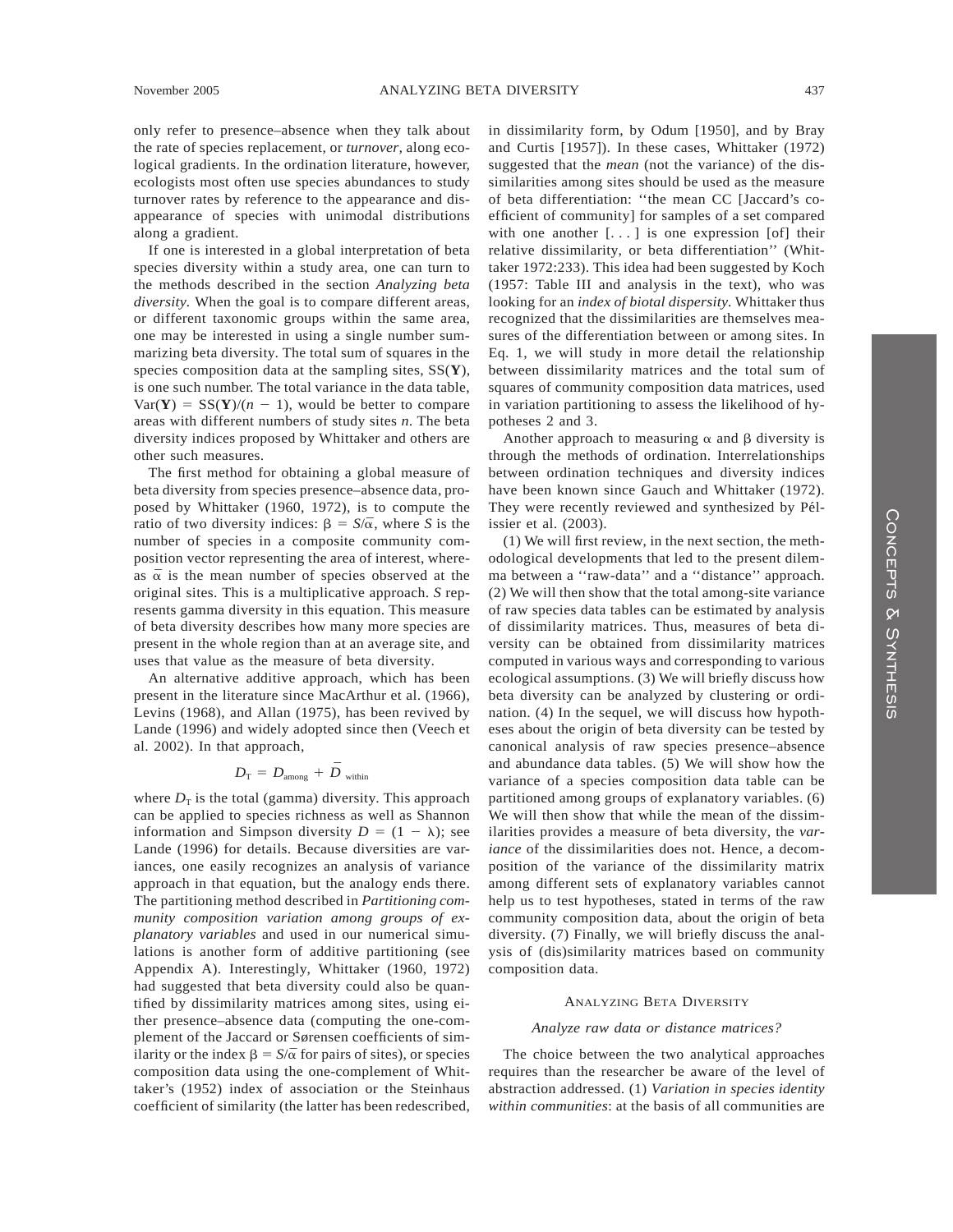only refer to presence–absence when they talk about the rate of species replacement, or *turnover,* along ecological gradients. In the ordination literature, however, ecologists most often use species abundances to study turnover rates by reference to the appearance and disappearance of species with unimodal distributions along a gradient.

If one is interested in a global interpretation of beta species diversity within a study area, one can turn to the methods described in the section *Analyzing beta diversity.* When the goal is to compare different areas, or different taxonomic groups within the same area, one may be interested in using a single number summarizing beta diversity. The total sum of squares in the species composition data at the sampling sites, SS(**Y**), is one such number. The total variance in the data table, $\text{Var}(\mathbf{Y}) = \text{SS}(\mathbf{Y})/(n - 1)$, would be better to compare areas with different numbers of study sites *n*. The beta diversity indices proposed by Whittaker and others are other such measures.

The first method for obtaining a global measure of beta diversity from species presence–absence data, proposed by Whittaker (1960, 1972), is to compute the ratio of two diversity indices: $\beta = S/\bar{\alpha}$, where *S* is the number of species in a composite community composition vector representing the area of interest, whereas $\bar{\alpha}$ is the mean number of species observed at the original sites. This is a multiplicative approach. *S* represents gamma diversity in this equation. This measure of beta diversity describes how many more species are present in the whole region than at an average site, and uses that value as the measure of beta diversity.

An alternative additive approach, which has been present in the literature since MacArthur et al. (1966), Levins (1968), and Allan (1975), has been revived by Lande (1996) and widely adopted since then (Veech et al. 2002). In that approach,

$$D_{\text{T}} = D_{\text{among}} + \bar{D}_{\text{within}}$$

where $D_{\text{T}}$ is the total (gamma) diversity. This approach can be applied to species richness as well as Shannon information and Simpson diversity $D = (1 - \lambda)$; see Lande (1996) for details. Because diversities are variances, one easily recognizes an analysis of variance approach in that equation, but the analogy ends there. The partitioning method described in *Partitioning community composition variation among groups of explanatory variables* and used in our numerical simulations is another form of additive partitioning (see Appendix A). Interestingly, Whittaker (1960, 1972) had suggested that beta diversity could also be quantified by dissimilarity matrices among sites, using either presence–absence data (computing the one-complement of the Jaccard or Sørensen coefficients of similarity or the index $\beta = S/\bar{\alpha}$ for pairs of sites), or species composition data using the one-complement of Whittaker's (1952) index of association or the Steinhaus coefficient of similarity (the latter has been redescribed, in dissimilarity form, by Odum [1950], and by Bray and Curtis [1957]). In these cases, Whittaker (1972) suggested that the *mean* (not the variance) of the dissimilarities among sites should be used as the measure of beta differentiation: "the mean CC [Jaccard's coefficient of community] for samples of a set compared with one another [. . . ] is one expression [of] their relative dissimilarity, or beta differentiation" (Whittaker 1972:233). This idea had been suggested by Koch (1957: Table III and analysis in the text), who was looking for an *index of biotal dispersity.* Whittaker thus recognized that the dissimilarities are themselves measures of the differentiation between or among sites. In Eq. 1, we will study in more detail the relationship between dissimilarity matrices and the total sum of squares of community composition data matrices, used in variation partitioning to assess the likelihood of hypotheses 2 and 3.

Another approach to measuring $\alpha$ and $\beta$ diversity is through the methods of ordination. Interrelationships between ordination techniques and diversity indices have been known since Gauch and Whittaker (1972). They were recently reviewed and synthesized by Pélissier et al. (2003).

(1) We will first review, in the next section, the methodological developments that led to the present dilemma between a "raw-data" and a "distance" approach. (2) We will then show that the total among-site variance of raw species data tables can be estimated by analysis of dissimilarity matrices. Thus, measures of beta diversity can be obtained from dissimilarity matrices computed in various ways and corresponding to various ecological assumptions. (3) We will briefly discuss how beta diversity can be analyzed by clustering or ordination. (4) In the sequel, we will discuss how hypotheses about the origin of beta diversity can be tested by canonical analysis of raw species presence–absence and abundance data tables. (5) We will show how the variance of a species composition data table can be partitioned among groups of explanatory variables. (6) We will then show that while the mean of the dissimilarities provides a measure of beta diversity, the *variance* of the dissimilarities does not. Hence, a decomposition of the variance of the dissimilarity matrix among different sets of explanatory variables cannot help us to test hypotheses, stated in terms of the raw community composition data, about the origin of beta diversity. (7) Finally, we will briefly discuss the analysis of (dis)similarity matrices based on community composition data.

## Analyzing Beta Diversity

### *Analyze raw data or distance matrices?*

The choice between the two analytical approaches requires than the researcher be aware of the level of abstraction addressed. (1) *Variation in species identity within communities*: at the basis of all communities are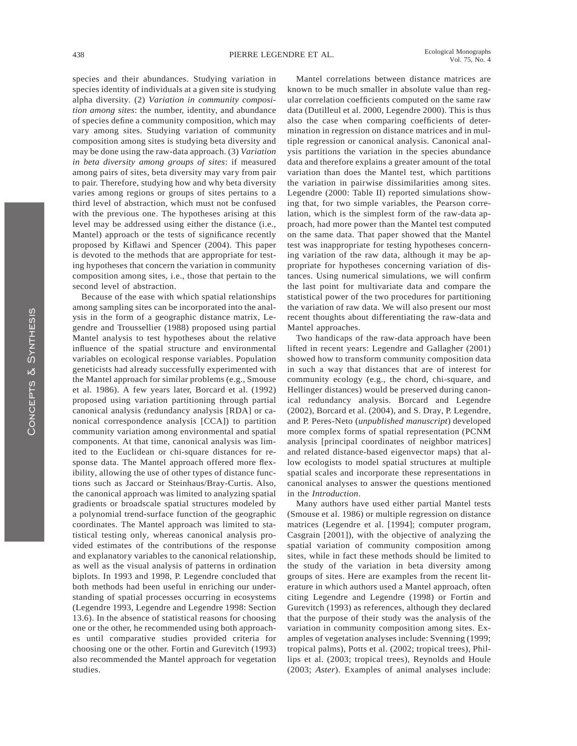species and their abundances. Studying variation in species identity of individuals at a given site is studying alpha diversity. (2) *Variation in community composition among sites*: the number, identity, and abundance of species define a community composition, which may vary among sites. Studying variation of community composition among sites is studying beta diversity and may be done using the raw-data approach. (3) *Variation in beta diversity among groups of sites*: if measured among pairs of sites, beta diversity may vary from pair to pair. Therefore, studying how and why beta diversity varies among regions or groups of sites pertains to a third level of abstraction, which must not be confused with the previous one. The hypotheses arising at this level may be addressed using either the distance (i.e., Mantel) approach or the tests of significance recently proposed by Kiflawi and Spencer (2004). This paper is devoted to the methods that are appropriate for testing hypotheses that concern the variation in community composition among sites, i.e., those that pertain to the second level of abstraction.

Because of the ease with which spatial relationships among sampling sites can be incorporated into the analysis in the form of a geographic distance matrix, Legendre and Troussellier (1988) proposed using partial Mantel analysis to test hypotheses about the relative influence of the spatial structure and environmental variables on ecological response variables. Population geneticists had already successfully experimented with the Mantel approach for similar problems (e.g., Smouse et al. 1986). A few years later, Borcard et al. (1992) proposed using variation partitioning through partial canonical analysis (redundancy analysis [RDA] or canonical correspondence analysis [CCA]) to partition community variation among environmental and spatial components. At that time, canonical analysis was limited to the Euclidean or chi-square distances for response data. The Mantel approach offered more flexibility, allowing the use of other types of distance functions such as Jaccard or Steinhaus/Bray-Curtis. Also, the canonical approach was limited to analyzing spatial gradients or broadscale spatial structures modeled by a polynomial trend-surface function of the geographic coordinates. The Mantel approach was limited to statistical testing only, whereas canonical analysis provided estimates of the contributions of the response and explanatory variables to the canonical relationship, as well as the visual analysis of patterns in ordination biplots. In 1993 and 1998, P. Legendre concluded that both methods had been useful in enriching our understanding of spatial processes occurring in ecosystems (Legendre 1993, Legendre and Legendre 1998: Section 13.6). In the absence of statistical reasons for choosing one or the other, he recommended using both approaches until comparative studies provided criteria for choosing one or the other. Fortin and Gurevitch (1993) also recommended the Mantel approach for vegetation studies.

Mantel correlations between distance matrices are known to be much smaller in absolute value than regular correlation coefficients computed on the same raw data (Dutilleul et al. 2000, Legendre 2000). This is thus also the case when comparing coefficients of determination in regression on distance matrices and in multiple regression or canonical analysis. Canonical analysis partitions the variation in the species abundance data and therefore explains a greater amount of the total variation than does the Mantel test, which partitions the variation in pairwise dissimilarities among sites. Legendre (2000: Table II) reported simulations showing that, for two simple variables, the Pearson correlation, which is the simplest form of the raw-data approach, had more power than the Mantel test computed on the same data. That paper showed that the Mantel test was inappropriate for testing hypotheses concerning variation of the raw data, although it may be appropriate for hypotheses concerning variation of distances. Using numerical simulations, we will confirm the last point for multivariate data and compare the statistical power of the two procedures for partitioning the variation of raw data. We will also present our most recent thoughts about differentiating the raw-data and Mantel approaches.

Two handicaps of the raw-data approach have been lifted in recent years: Legendre and Gallagher (2001) showed how to transform community composition data in such a way that distances that are of interest for community ecology (e.g., the chord, chi-square, and Hellinger distances) would be preserved during canonical redundancy analysis. Borcard and Legendre (2002), Borcard et al. (2004), and S. Dray, P. Legendre, and P. Peres-Neto (*unpublished manuscript*) developed more complex forms of spatial representation (PCNM analysis [principal coordinates of neighbor matrices] and related distance-based eigenvector maps) that allow ecologists to model spatial structures at multiple spatial scales and incorporate these representations in canonical analyses to answer the questions mentioned in the *Introduction*.

Many authors have used either partial Mantel tests (Smouse et al. 1986) or multiple regression on distance matrices (Legendre et al. [1994]; computer program, Casgrain [2001]), with the objective of analyzing the spatial variation of community composition among sites, while in fact these methods should be limited to the study of the variation in beta diversity among groups of sites. Here are examples from the recent literature in which authors used a Mantel approach, often citing Legendre and Legendre (1998) or Fortin and Gurevitch (1993) as references, although they declared that the purpose of their study was the analysis of the variation in community composition among sites. Examples of vegetation analyses include: Svenning (1999; tropical palms), Potts et al. (2002; tropical trees), Phillips et al. (2003; tropical trees), Reynolds and Houle (2003; *Aster*). Examples of animal analyses include: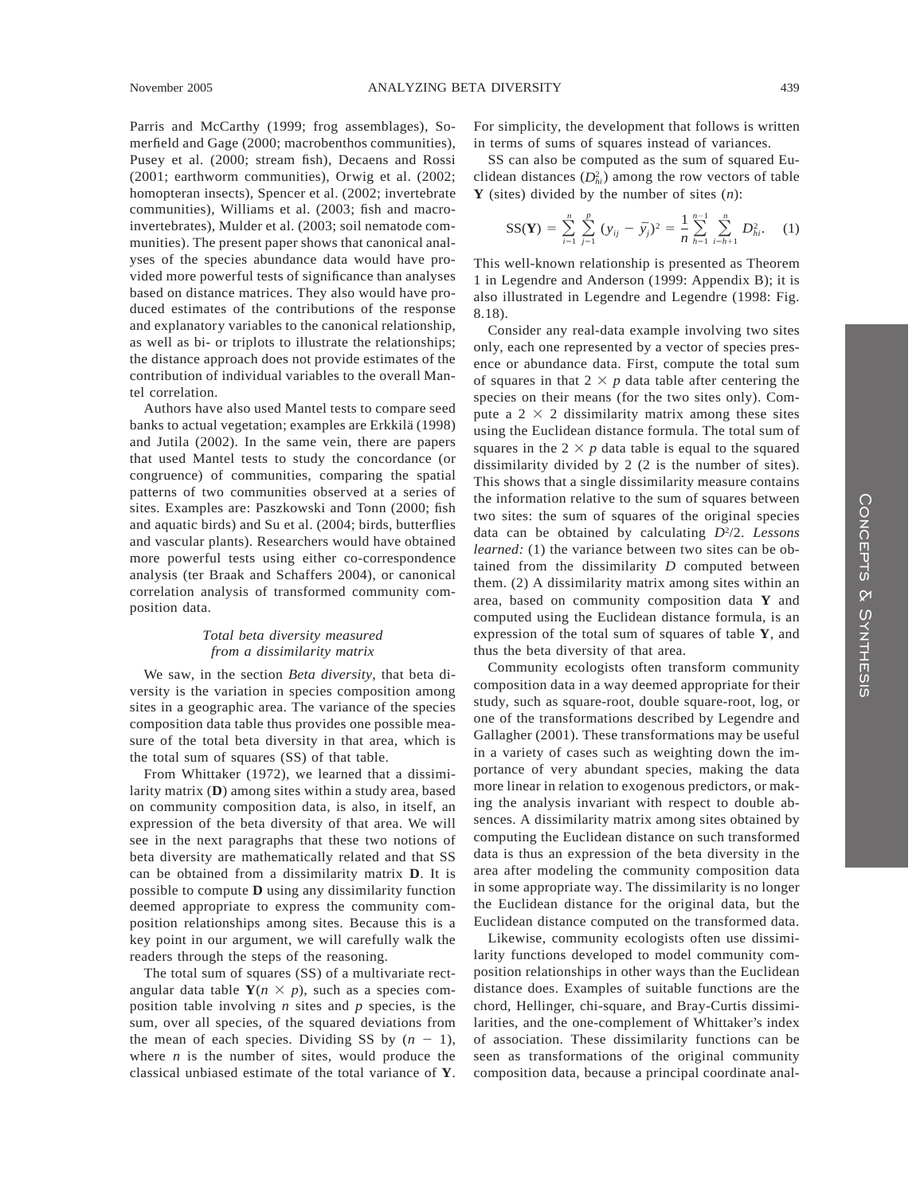Parris and McCarthy (1999; frog assemblages), Somerfield and Gage (2000; macrobenthos communities), Pusey et al. (2000; stream fish), Decaens and Rossi (2001; earthworm communities), Orwig et al. (2002; homopteran insects), Spencer et al. (2002; invertebrate communities), Williams et al. (2003; fish and macroinvertebrates), Mulder et al. (2003; soil nematode communities). The present paper shows that canonical analyses of the species abundance data would have provided more powerful tests of significance than analyses based on distance matrices. They also would have produced estimates of the contributions of the response and explanatory variables to the canonical relationship, as well as bi- or triplots to illustrate the relationships; the distance approach does not provide estimates of the contribution of individual variables to the overall Mantel correlation.

Authors have also used Mantel tests to compare seed banks to actual vegetation; examples are Erkkilä (1998) and Jutila (2002). In the same vein, there are papers that used Mantel tests to study the concordance (or congruence) of communities, comparing the spatial patterns of two communities observed at a series of sites. Examples are: Paszkowski and Tonn (2000; fish and aquatic birds) and Su et al. (2004; birds, butterflies and vascular plants). Researchers would have obtained more powerful tests using either co-correspondence analysis (ter Braak and Schaffers 2004), or canonical correlation analysis of transformed community composition data.

### *Total beta diversity measured from a dissimilarity matrix*

We saw, in the section *Beta diversity*, that beta diversity is the variation in species composition among sites in a geographic area. The variance of the species composition data table thus provides one possible measure of the total beta diversity in that area, which is the total sum of squares (SS) of that table.

From Whittaker (1972), we learned that a dissimilarity matrix (**D**) among sites within a study area, based on community composition data, is also, in itself, an expression of the beta diversity of that area. We will see in the next paragraphs that these two notions of beta diversity are mathematically related and that SS can be obtained from a dissimilarity matrix **D**. It is possible to compute **D** using any dissimilarity function deemed appropriate to express the community composition relationships among sites. Because this is a key point in our argument, we will carefully walk the readers through the steps of the reasoning.

The total sum of squares (SS) of a multivariate rectangular data table $\mathbf{Y}(n \times p)$, such as a species composition table involving $n$ sites and $p$ species, is the sum, over all species, of the squared deviations from the mean of each species. Dividing SS by $(n - 1)$, where $n$ is the number of sites, would produce the classical unbiased estimate of the total variance of **Y**. For simplicity, the development that follows is written in terms of sums of squares instead of variances.

SS can also be computed as the sum of squared Euclidean distances ($D^2_{hi}$) among the row vectors of table **Y** (sites) divided by the number of sites ($n$):

$$\mathrm{SS}(\mathbf{Y}) = \sum_{i=1}^{n} \sum_{j=1}^{p} (y_{ij} - \bar{y}_j)^2 = \frac{1}{n} \sum_{h=1}^{n-1} \sum_{i=h+1}^{n} D^2_{hi}. \quad (1)$$

This well-known relationship is presented as Theorem 1 in Legendre and Anderson (1999: Appendix B); it is also illustrated in Legendre and Legendre (1998: Fig. 8.18).

Consider any real-data example involving two sites only, each one represented by a vector of species presence or abundance data. First, compute the total sum of squares in that $2 \times p$ data table after centering the species on their means (for the two sites only). Compute a $2 \times 2$ dissimilarity matrix among these sites using the Euclidean distance formula. The total sum of squares in the $2 \times p$ data table is equal to the squared dissimilarity divided by 2 (2 is the number of sites). This shows that a single dissimilarity measure contains the information relative to the sum of squares between two sites: the sum of squares of the original species data can be obtained by calculating $D^2/2$. *Lessons learned:* (1) the variance between two sites can be obtained from the dissimilarity $D$ computed between them. (2) A dissimilarity matrix among sites within an area, based on community composition data **Y** and computed using the Euclidean distance formula, is an expression of the total sum of squares of table **Y**, and thus the beta diversity of that area.

Community ecologists often transform community composition data in a way deemed appropriate for their study, such as square-root, double square-root, log, or one of the transformations described by Legendre and Gallagher (2001). These transformations may be useful in a variety of cases such as weighting down the importance of very abundant species, making the data more linear in relation to exogenous predictors, or making the analysis invariant with respect to double absences. A dissimilarity matrix among sites obtained by computing the Euclidean distance on such transformed data is thus an expression of the beta diversity in the area after modeling the community composition data in some appropriate way. The dissimilarity is no longer the Euclidean distance for the original data, but the Euclidean distance computed on the transformed data.

Likewise, community ecologists often use dissimilarity functions developed to model community composition relationships in other ways than the Euclidean distance does. Examples of suitable functions are the chord, Hellinger, chi-square, and Bray-Curtis dissimilarities, and the one-complement of Whittaker's index of association. These dissimilarity functions can be seen as transformations of the original community composition data, because a principal coordinate anal-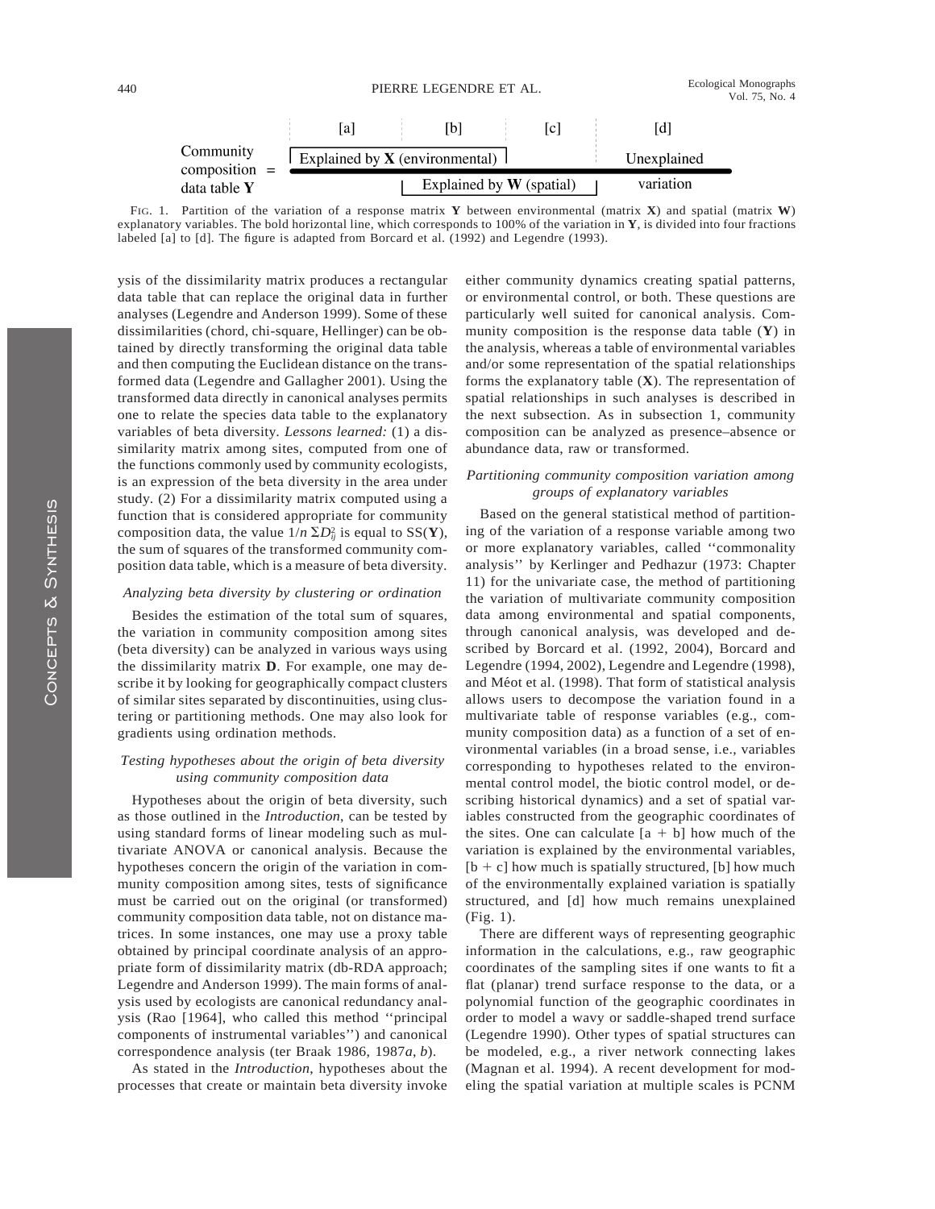[a] [b] [c] [d]

Community composition data table **Y** =

Explained by **X** (environmental)

Explained by **W** (spatial)

Unexplained variation

FIG. 1. Partition of the variation of a response matrix **Y** between environmental (matrix **X**) and spatial (matrix **W**) explanatory variables. The bold horizontal line, which corresponds to 100% of the variation in **Y**, is divided into four fractions labeled [a] to [d]. The figure is adapted from Borcard et al. (1992) and Legendre (1993).

ysis of the dissimilarity matrix produces a rectangular data table that can replace the original data in further analyses (Legendre and Anderson 1999). Some of these dissimilarities (chord, chi-square, Hellinger) can be obtained by directly transforming the original data table and then computing the Euclidean distance on the transformed data (Legendre and Gallagher 2001). Using the transformed data directly in canonical analyses permits one to relate the species data table to the explanatory variables of beta diversity. *Lessons learned:* (1) a dissimilarity matrix among sites, computed from one of the functions commonly used by community ecologists, is an expression of the beta diversity in the area under study. (2) For a dissimilarity matrix computed using a function that is considered appropriate for community composition data, the value $1/n\ \Sigma D_{ij}^2$ is equal to SS(**Y**), the sum of squares of the transformed community composition data table, which is a measure of beta diversity.

### *Analyzing beta diversity by clustering or ordination*

Besides the estimation of the total sum of squares, the variation in community composition among sites (beta diversity) can be analyzed in various ways using the dissimilarity matrix **D**. For example, one may describe it by looking for geographically compact clusters of similar sites separated by discontinuities, using clustering or partitioning methods. One may also look for gradients using ordination methods.

### *Testing hypotheses about the origin of beta diversity using community composition data*

Hypotheses about the origin of beta diversity, such as those outlined in the *Introduction*, can be tested by using standard forms of linear modeling such as multivariate ANOVA or canonical analysis. Because the hypotheses concern the origin of the variation in community composition among sites, tests of significance must be carried out on the original (or transformed) community composition data table, not on distance matrices. In some instances, one may use a proxy table obtained by principal coordinate analysis of an appropriate form of dissimilarity matrix (db-RDA approach; Legendre and Anderson 1999). The main forms of analysis used by ecologists are canonical redundancy analysis (Rao [1964], who called this method ''principal components of instrumental variables'') and canonical correspondence analysis (ter Braak 1986, 1987*a*, *b*).

As stated in the *Introduction*, hypotheses about the processes that create or maintain beta diversity invoke either community dynamics creating spatial patterns, or environmental control, or both. These questions are particularly well suited for canonical analysis. Community composition is the response data table (**Y**) in the analysis, whereas a table of environmental variables and/or some representation of the spatial relationships forms the explanatory table (**X**). The representation of spatial relationships in such analyses is described in the next subsection. As in subsection 1, community composition can be analyzed as presence–absence or abundance data, raw or transformed.

### *Partitioning community composition variation among groups of explanatory variables*

Based on the general statistical method of partitioning of the variation of a response variable among two or more explanatory variables, called ''commonality analysis'' by Kerlinger and Pedhazur (1973: Chapter 11) for the univariate case, the method of partitioning the variation of multivariate community composition data among environmental and spatial components, through canonical analysis, was developed and described by Borcard et al. (1992, 2004), Borcard and Legendre (1994, 2002), Legendre and Legendre (1998), and Méot et al. (1998). That form of statistical analysis allows users to decompose the variation found in a multivariate table of response variables (e.g., community composition data) as a function of a set of environmental variables (in a broad sense, i.e., variables corresponding to hypotheses related to the environmental control model, the biotic control model, or describing historical dynamics) and a set of spatial variables constructed from the geographic coordinates of the sites. One can calculate [a + b] how much of the variation is explained by the environmental variables, [b + c] how much is spatially structured, [b] how much of the environmentally explained variation is spatially structured, and [d] how much remains unexplained (Fig. 1).

There are different ways of representing geographic information in the calculations, e.g., raw geographic coordinates of the sampling sites if one wants to fit a flat (planar) trend surface response to the data, or a polynomial function of the geographic coordinates in order to model a wavy or saddle-shaped trend surface (Legendre 1990). Other types of spatial structures can be modeled, e.g., a river network connecting lakes (Magnan et al. 1994). A recent development for modeling the spatial variation at multiple scales is PCNM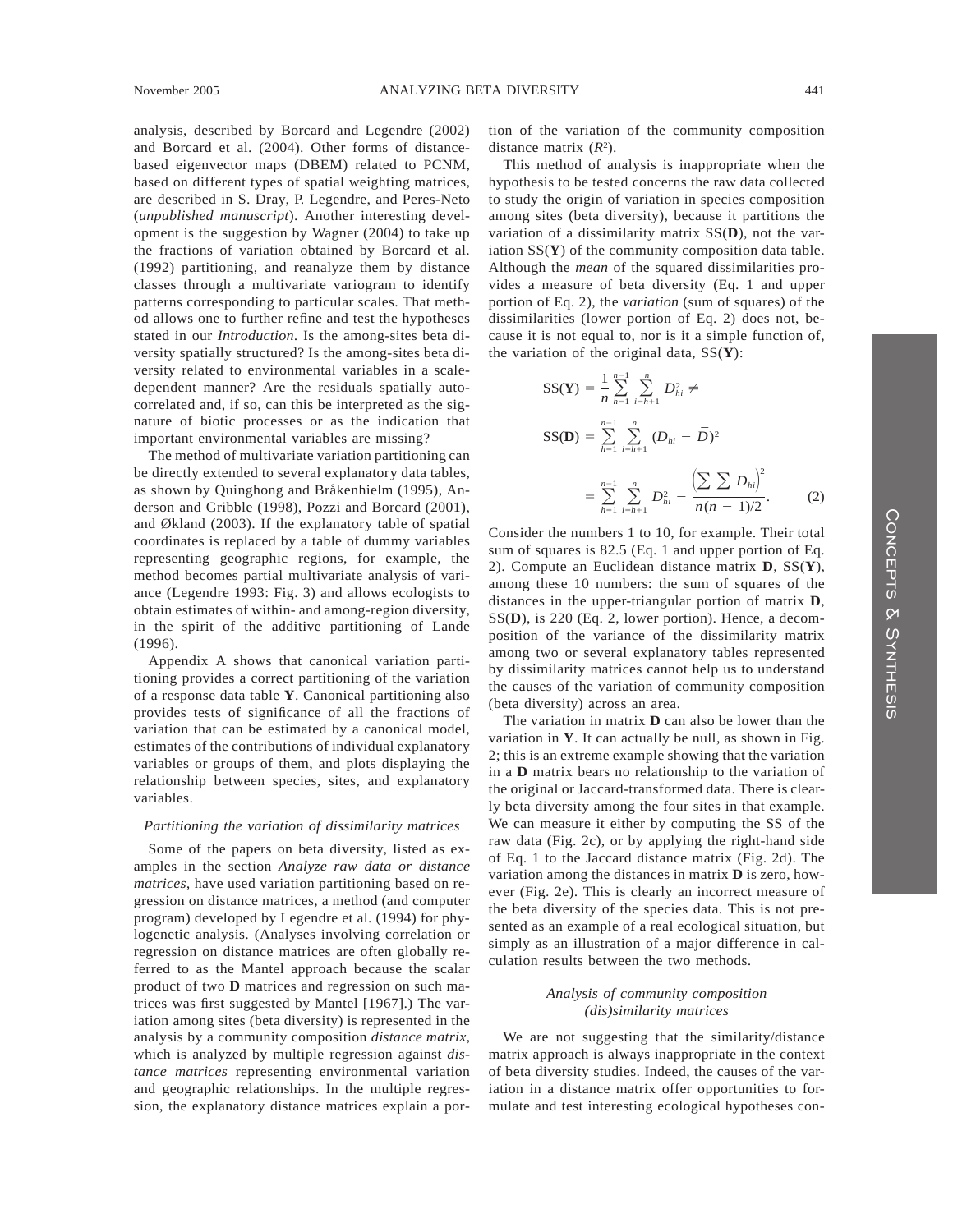analysis, described by Borcard and Legendre (2002) and Borcard et al. (2004). Other forms of distance-based eigenvector maps (DBEM) related to PCNM, based on different types of spatial weighting matrices, are described in S. Dray, P. Legendre, and Peres-Neto (*unpublished manuscript*). Another interesting development is the suggestion by Wagner (2004) to take up the fractions of variation obtained by Borcard et al. (1992) partitioning, and reanalyze them by distance classes through a multivariate variogram to identify patterns corresponding to particular scales. That method allows one to further refine and test the hypotheses stated in our *Introduction*. Is the among-sites beta diversity spatially structured? Is the among-sites beta diversity related to environmental variables in a scale-dependent manner? Are the residuals spatially autocorrelated and, if so, can this be interpreted as the signature of biotic processes or as the indication that important environmental variables are missing?

The method of multivariate variation partitioning can be directly extended to several explanatory data tables, as shown by Quinghong and Bråkenhielm (1995), Anderson and Gribble (1998), Pozzi and Borcard (2001), and Økland (2003). If the explanatory table of spatial coordinates is replaced by a table of dummy variables representing geographic regions, for example, the method becomes partial multivariate analysis of variance (Legendre 1993: Fig. 3) and allows ecologists to obtain estimates of within- and among-region diversity, in the spirit of the additive partitioning of Lande (1996).

Appendix A shows that canonical variation partitioning provides a correct partitioning of the variation of a response data table **Y**. Canonical partitioning also provides tests of significance of all the fractions of variation that can be estimated by a canonical model, estimates of the contributions of individual explanatory variables or groups of them, and plots displaying the relationship between species, sites, and explanatory variables.

### *Partitioning the variation of dissimilarity matrices*

Some of the papers on beta diversity, listed as examples in the section *Analyze raw data or distance matrices*, have used variation partitioning based on regression on distance matrices, a method (and computer program) developed by Legendre et al. (1994) for phylogenetic analysis. (Analyses involving correlation or regression on distance matrices are often globally referred to as the Mantel approach because the scalar product of two **D** matrices and regression on such matrices was first suggested by Mantel [1967].) The variation among sites (beta diversity) is represented in the analysis by a community composition *distance matrix*, which is analyzed by multiple regression against *distance matrices* representing environmental variation and geographic relationships. In the multiple regression, the explanatory distance matrices explain a portion of the variation of the community composition distance matrix ($R^2$).

This method of analysis is inappropriate when the hypothesis to be tested concerns the raw data collected to study the origin of variation in species composition among sites (beta diversity), because it partitions the variation of a dissimilarity matrix SS(**D**), not the variation SS(**Y**) of the community composition data table. Although the *mean* of the squared dissimilarities provides a measure of beta diversity (Eq. 1 and upper portion of Eq. 2), the *variation* (sum of squares) of the dissimilarities (lower portion of Eq. 2) does not, because it is not equal to, nor is it a simple function of, the variation of the original data, SS(**Y**):

$$\mathrm{SS}(\mathbf{Y}) = \frac{1}{n}\sum_{h=1}^{n-1}\sum_{i=h+1}^{n} D_{hi}^2 \neq$$

$$\mathrm{SS}(\mathbf{D}) = \sum_{h=1}^{n-1}\sum_{i=h+1}^{n} (D_{hi} - \bar{D})^2$$

$$= \sum_{h=1}^{n-1}\sum_{i=h+1}^{n} D_{hi}^2 - \frac{\left(\sum\sum D_{hi}\right)^2}{n(n-1)/2}. \qquad (2)$$

Consider the numbers 1 to 10, for example. Their total sum of squares is 82.5 (Eq. 1 and upper portion of Eq. 2). Compute an Euclidean distance matrix **D**, SS(**Y**), among these 10 numbers: the sum of squares of the distances in the upper-triangular portion of matrix **D**, SS(**D**), is 220 (Eq. 2, lower portion). Hence, a decomposition of the variance of the dissimilarity matrix among two or several explanatory tables represented by dissimilarity matrices cannot help us to understand the causes of the variation of community composition (beta diversity) across an area.

The variation in matrix **D** can also be lower than the variation in **Y**. It can actually be null, as shown in Fig. 2; this is an extreme example showing that the variation in a **D** matrix bears no relationship to the variation of the original or Jaccard-transformed data. There is clearly beta diversity among the four sites in that example. We can measure it either by computing the SS of the raw data (Fig. 2c), or by applying the right-hand side of Eq. 1 to the Jaccard distance matrix (Fig. 2d). The variation among the distances in matrix **D** is zero, however (Fig. 2e). This is clearly an incorrect measure of the beta diversity of the species data. This is not presented as an example of a real ecological situation, but simply as an illustration of a major difference in calculation results between the two methods.

### *Analysis of community composition (dis)similarity matrices*

We are not suggesting that the similarity/distance matrix approach is always inappropriate in the context of beta diversity studies. Indeed, the causes of the variation in a distance matrix offer opportunities to formulate and test interesting ecological hypotheses con-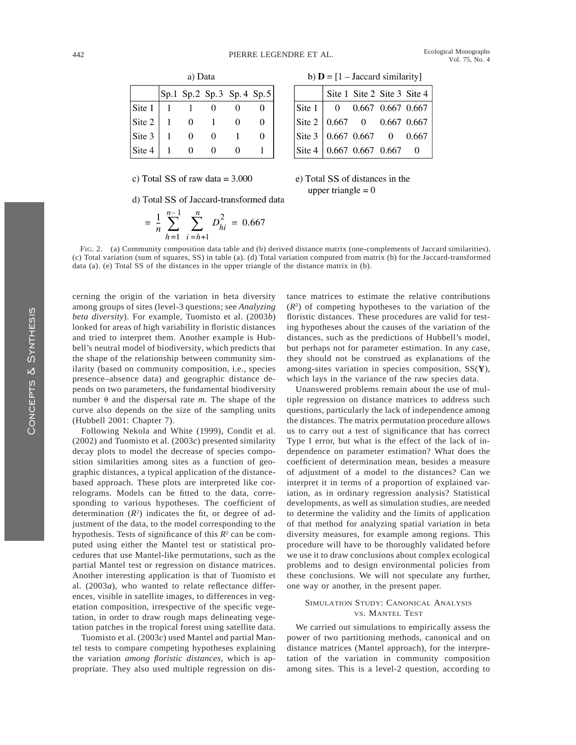a) Data

| | Sp.1 | Sp.2 | Sp.3 | Sp. 4 | Sp. 5 |
|---|---|---|---|---|---|
| Site 1 | 1 | 1 | 0 | 0 | 0 |
| Site 2 | 1 | 0 | 1 | 0 | 0 |
| Site 3 | 1 | 0 | 0 | 1 | 0 |
| Site 4 | 1 | 0 | 0 | 0 | 1 |

b) **D** = [1 – Jaccard similarity]

| | Site 1 | Site 2 | Site 3 | Site 4 |
|---|---|---|---|---|
| Site 1 | 0 | 0.667 | 0.667 | 0.667 |
| Site 2 | 0.667 | 0 | 0.667 | 0.667 |
| Site 3 | 0.667 | 0.667 | 0 | 0.667 |
| Site 4 | 0.667 | 0.667 | 0.667 | 0 |

c) Total SS of raw data = 3.000

d) Total SS of Jaccard-transformed data

$$= \frac{1}{n} \sum_{h=1}^{n-1} \sum_{i=h+1}^{n} D_{hi}^2 = 0.667$$

e) Total SS of distances in the upper triangle = 0

FIG. 2. (a) Community composition data table and (b) derived distance matrix (one-complements of Jaccard similarities). (c) Total variation (sum of squares, SS) in table (a). (d) Total variation computed from matrix (b) for the Jaccard-transformed data (a). (e) Total SS of the distances in the upper triangle of the distance matrix in (b).

cerning the origin of the variation in beta diversity among groups of sites (level-3 questions; see *Analyzing beta diversity*). For example, Tuomisto et al. (2003*b*) looked for areas of high variability in floristic distances and tried to interpret them. Another example is Hubbell's neutral model of biodiversity, which predicts that the shape of the relationship between community similarity (based on community composition, i.e., species presence–absence data) and geographic distance depends on two parameters, the fundamental biodiversity number θ and the dispersal rate *m*. The shape of the curve also depends on the size of the sampling units (Hubbell 2001: Chapter 7).

Following Nekola and White (1999), Condit et al. (2002) and Tuomisto et al. (2003*c*) presented similarity decay plots to model the decrease of species composition similarities among sites as a function of geographic distances, a typical application of the distance-based approach. These plots are interpreted like correlograms. Models can be fitted to the data, corresponding to various hypotheses. The coefficient of determination ($R^2$) indicates the fit, or degree of adjustment of the data, to the model corresponding to the hypothesis. Tests of significance of this $R^2$ can be computed using either the Mantel test or statistical procedures that use Mantel-like permutations, such as the partial Mantel test or regression on distance matrices. Another interesting application is that of Tuomisto et al. (2003*a*), who wanted to relate reflectance differences, visible in satellite images, to differences in vegetation composition, irrespective of the specific vegetation, in order to draw rough maps delineating vegetation patches in the tropical forest using satellite data.

Tuomisto et al. (2003*c*) used Mantel and partial Mantel tests to compare competing hypotheses explaining the variation *among floristic distances*, which is appropriate. They also used multiple regression on distance matrices to estimate the relative contributions ($R^2$) of competing hypotheses to the variation of the floristic distances. These procedures are valid for testing hypotheses about the causes of the variation of the distances, such as the predictions of Hubbell's model, but perhaps not for parameter estimation. In any case, they should not be construed as explanations of the among-sites variation in species composition, SS(**Y**), which lays in the variance of the raw species data.

Unanswered problems remain about the use of multiple regression on distance matrices to address such questions, particularly the lack of independence among the distances. The matrix permutation procedure allows us to carry out a test of significance that has correct Type I error, but what is the effect of the lack of independence on parameter estimation? What does the coefficient of determination mean, besides a measure of adjustment of a model to the distances? Can we interpret it in terms of a proportion of explained variation, as in ordinary regression analysis? Statistical developments, as well as simulation studies, are needed to determine the validity and the limits of application of that method for analyzing spatial variation in beta diversity measures, for example among regions. This procedure will have to be thoroughly validated before we use it to draw conclusions about complex ecological problems and to design environmental policies from these conclusions. We will not speculate any further, one way or another, in the present paper.

## SIMULATION STUDY: CANONICAL ANALYSIS VS. MANTEL TEST

We carried out simulations to empirically assess the power of two partitioning methods, canonical and on distance matrices (Mantel approach), for the interpretation of the variation in community composition among sites. This is a level-2 question, according to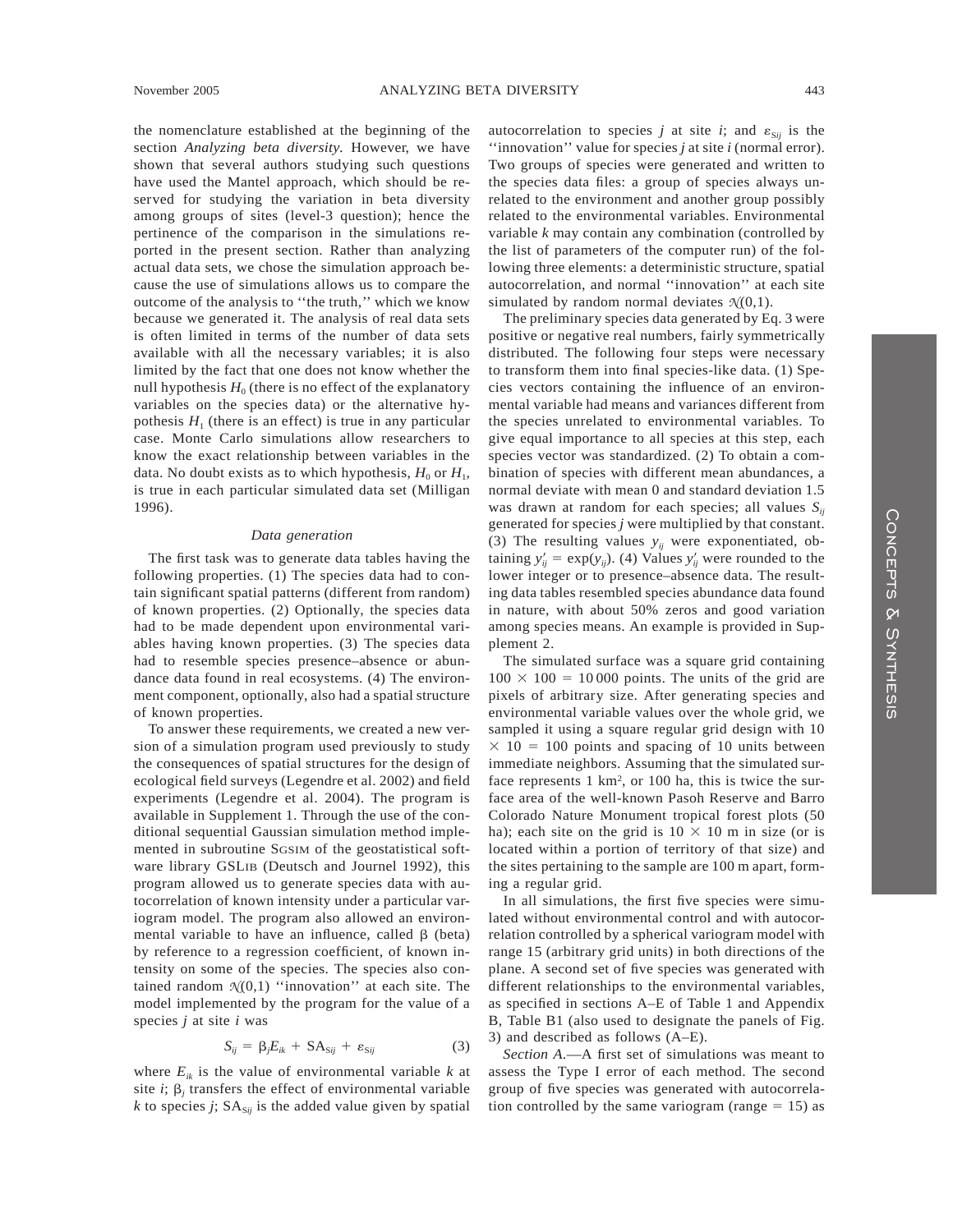the nomenclature established at the beginning of the section *Analyzing beta diversity*. However, we have shown that several authors studying such questions have used the Mantel approach, which should be reserved for studying the variation in beta diversity among groups of sites (level-3 question); hence the pertinence of the comparison in the simulations reported in the present section. Rather than analyzing actual data sets, we chose the simulation approach because the use of simulations allows us to compare the outcome of the analysis to ''the truth,'' which we know because we generated it. The analysis of real data sets is often limited in terms of the number of data sets available with all the necessary variables; it is also limited by the fact that one does not know whether the null hypothesis $H_0$ (there is no effect of the explanatory variables on the species data) or the alternative hypothesis $H_1$ (there is an effect) is true in any particular case. Monte Carlo simulations allow researchers to know the exact relationship between variables in the data. No doubt exists as to which hypothesis, $H_0$ or $H_1$, is true in each particular simulated data set (Milligan 1996).

### *Data generation*

The first task was to generate data tables having the following properties. (1) The species data had to contain significant spatial patterns (different from random) of known properties. (2) Optionally, the species data had to be made dependent upon environmental variables having known properties. (3) The species data had to resemble species presence–absence or abundance data found in real ecosystems. (4) The environment component, optionally, also had a spatial structure of known properties.

To answer these requirements, we created a new version of a simulation program used previously to study the consequences of spatial structures for the design of ecological field surveys (Legendre et al. 2002) and field experiments (Legendre et al. 2004). The program is available in Supplement 1. Through the use of the conditional sequential Gaussian simulation method implemented in subroutine SGSIM of the geostatistical software library GSLIB (Deutsch and Journel 1992), this program allowed us to generate species data with autocorrelation of known intensity under a particular variogram model. The program also allowed an environmental variable to have an influence, called β (beta) by reference to a regression coefficient, of known intensity on some of the species. The species also contained random $\mathcal{N}(0,1)$ ''innovation'' at each site. The model implemented by the program for the value of a species $j$ at site $i$ was

$$S_{ij} = \beta_j E_{ik} + \mathrm{SA}_{Sij} + \varepsilon_{Sij} \tag{3}$$

where $E_{ik}$ is the value of environmental variable $k$ at site $i$; $\beta_j$ transfers the effect of environmental variable $k$ to species $j$; $\mathrm{SA}_{Sij}$ is the added value given by spatial autocorrelation to species $j$ at site $i$; and $\varepsilon_{Sij}$ is the ''innovation'' value for species $j$ at site $i$ (normal error). Two groups of species were generated and written to the species data files: a group of species always unrelated to the environment and another group possibly related to the environmental variables. Environmental variable $k$ may contain any combination (controlled by the list of parameters of the computer run) of the following three elements: a deterministic structure, spatial autocorrelation, and normal ''innovation'' at each site simulated by random normal deviates $\mathcal{N}(0,1)$.

The preliminary species data generated by Eq. 3 were positive or negative real numbers, fairly symmetrically distributed. The following four steps were necessary to transform them into final species-like data. (1) Species vectors containing the influence of an environmental variable had means and variances different from the species unrelated to environmental variables. To give equal importance to all species at this step, each species vector was standardized. (2) To obtain a combination of species with different mean abundances, a normal deviate with mean 0 and standard deviation 1.5 was drawn at random for each species; all values $S_{ij}$ generated for species $j$ were multiplied by that constant. (3) The resulting values $y_{ij}$ were exponentiated, obtaining $y'_{ij} = \exp(y_{ij})$. (4) Values $y'_{ij}$ were rounded to the lower integer or to presence–absence data. The resulting data tables resembled species abundance data found in nature, with about 50% zeros and good variation among species means. An example is provided in Supplement 2.

The simulated surface was a square grid containing $100 \times 100 = 10\,000$ points. The units of the grid are pixels of arbitrary size. After generating species and environmental variable values over the whole grid, we sampled it using a square regular grid design with $10 \times 10 = 100$ points and spacing of 10 units between immediate neighbors. Assuming that the simulated surface represents 1 km$^2$, or 100 ha, this is twice the surface area of the well-known Pasoh Reserve and Barro Colorado Nature Monument tropical forest plots (50 ha); each site on the grid is $10 \times 10$ m in size (or is located within a portion of territory of that size) and the sites pertaining to the sample are 100 m apart, forming a regular grid.

In all simulations, the first five species were simulated without environmental control and with autocorrelation controlled by a spherical variogram model with range 15 (arbitrary grid units) in both directions of the plane. A second set of five species was generated with different relationships to the environmental variables, as specified in sections A–E of Table 1 and Appendix B, Table B1 (also used to designate the panels of Fig. 3) and described as follows (A–E).

*Section A.*—A first set of simulations was meant to assess the Type I error of each method. The second group of five species was generated with autocorrelation controlled by the same variogram (range = 15) as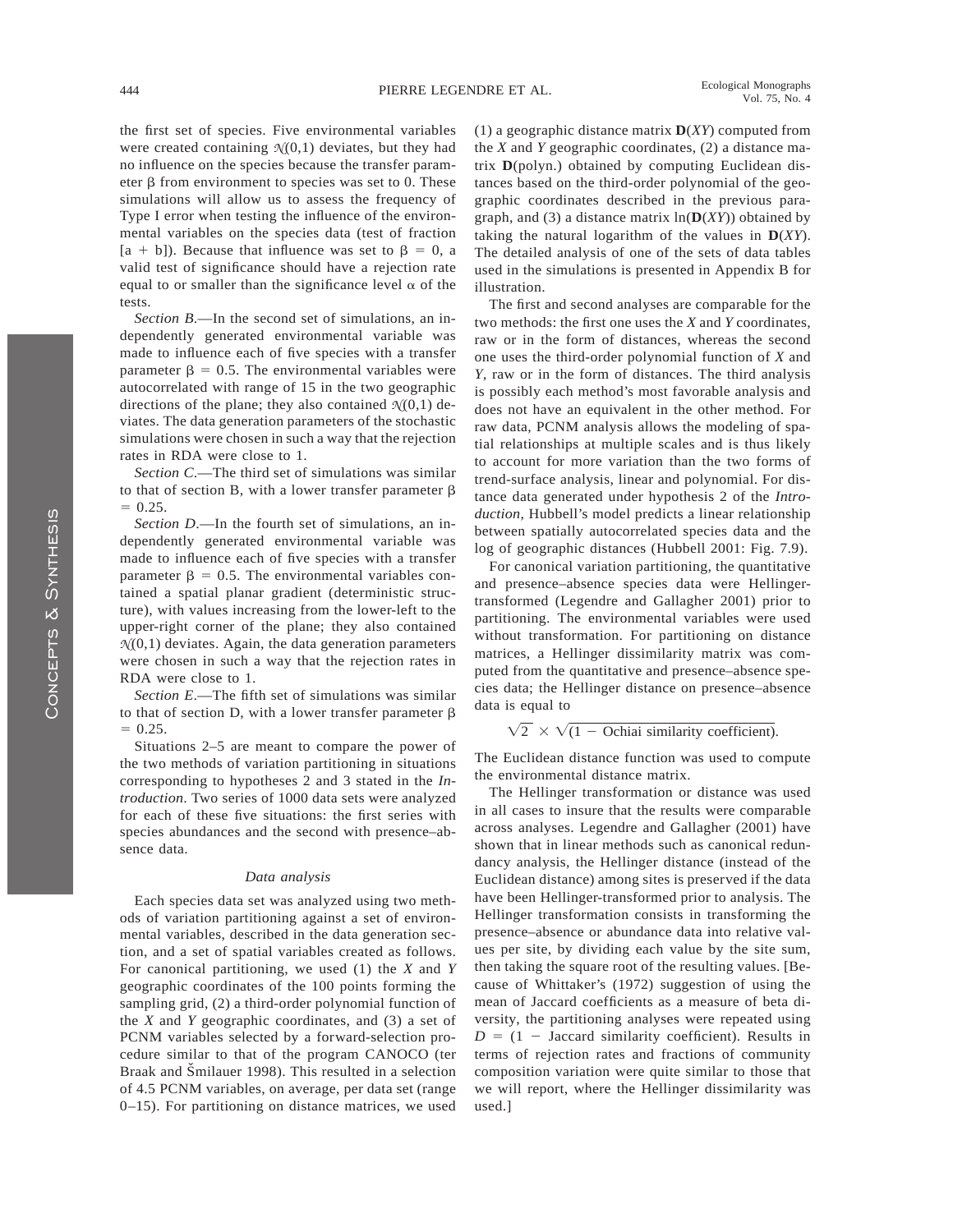the first set of species. Five environmental variables were created containing $\mathcal{N}(0,1)$ deviates, but they had no influence on the species because the transfer parameter β from environment to species was set to 0. These simulations will allow us to assess the frequency of Type I error when testing the influence of the environmental variables on the species data (test of fraction [a + b]). Because that influence was set to $\beta = 0$, a valid test of significance should have a rejection rate equal to or smaller than the significance level α of the tests.

*Section B*.—In the second set of simulations, an independently generated environmental variable was made to influence each of five species with a transfer parameter $\beta = 0.5$. The environmental variables were autocorrelated with range of 15 in the two geographic directions of the plane; they also contained $\mathcal{N}(0,1)$ deviates. The data generation parameters of the stochastic simulations were chosen in such a way that the rejection rates in RDA were close to 1.

*Section C*.—The third set of simulations was similar to that of section B, with a lower transfer parameter $\beta = 0.25$.

*Section D*.—In the fourth set of simulations, an independently generated environmental variable was made to influence each of five species with a transfer parameter $\beta = 0.5$. The environmental variables contained a spatial planar gradient (deterministic structure), with values increasing from the lower-left to the upper-right corner of the plane; they also contained $\mathcal{N}(0,1)$ deviates. Again, the data generation parameters were chosen in such a way that the rejection rates in RDA were close to 1.

*Section E*.—The fifth set of simulations was similar to that of section D, with a lower transfer parameter $\beta = 0.25$.

Situations 2–5 are meant to compare the power of the two methods of variation partitioning in situations corresponding to hypotheses 2 and 3 stated in the *Introduction*. Two series of 1000 data sets were analyzed for each of these five situations: the first series with species abundances and the second with presence–absence data.

### *Data analysis*

Each species data set was analyzed using two methods of variation partitioning against a set of environmental variables, described in the data generation section, and a set of spatial variables created as follows. For canonical partitioning, we used (1) the *X* and *Y* geographic coordinates of the 100 points forming the sampling grid, (2) a third-order polynomial function of the *X* and *Y* geographic coordinates, and (3) a set of PCNM variables selected by a forward-selection procedure similar to that of the program CANOCO (ter Braak and Šmilauer 1998). This resulted in a selection of 4.5 PCNM variables, on average, per data set (range 0–15). For partitioning on distance matrices, we used (1) a geographic distance matrix $\mathbf{D}(XY)$ computed from the *X* and *Y* geographic coordinates, (2) a distance matrix $\mathbf{D}(\text{polyn.})$ obtained by computing Euclidean distances based on the third-order polynomial of the geographic coordinates described in the previous paragraph, and (3) a distance matrix $\ln(\mathbf{D}(XY))$ obtained by taking the natural logarithm of the values in $\mathbf{D}(XY)$. The detailed analysis of one of the sets of data tables used in the simulations is presented in Appendix B for illustration.

The first and second analyses are comparable for the two methods: the first one uses the *X* and *Y* coordinates, raw or in the form of distances, whereas the second one uses the third-order polynomial function of *X* and *Y*, raw or in the form of distances. The third analysis is possibly each method's most favorable analysis and does not have an equivalent in the other method. For raw data, PCNM analysis allows the modeling of spatial relationships at multiple scales and is thus likely to account for more variation than the two forms of trend-surface analysis, linear and polynomial. For distance data generated under hypothesis 2 of the *Introduction*, Hubbell's model predicts a linear relationship between spatially autocorrelated species data and the log of geographic distances (Hubbell 2001: Fig. 7.9).

For canonical variation partitioning, the quantitative and presence–absence species data were Hellinger-transformed (Legendre and Gallagher 2001) prior to partitioning. The environmental variables were used without transformation. For partitioning on distance matrices, a Hellinger dissimilarity matrix was computed from the quantitative and presence–absence species data; the Hellinger distance on presence–absence data is equal to

$$\sqrt{2} \times \sqrt{(1 - \text{Ochiai similarity coefficient})}.$$

The Euclidean distance function was used to compute the environmental distance matrix.

The Hellinger transformation or distance was used in all cases to insure that the results were comparable across analyses. Legendre and Gallagher (2001) have shown that in linear methods such as canonical redundancy analysis, the Hellinger distance (instead of the Euclidean distance) among sites is preserved if the data have been Hellinger-transformed prior to analysis. The Hellinger transformation consists in transforming the presence–absence or abundance data into relative values per site, by dividing each value by the site sum, then taking the square root of the resulting values. [Because of Whittaker's (1972) suggestion of using the mean of Jaccard coefficients as a measure of beta diversity, the partitioning analyses were repeated using $D = (1 - \text{Jaccard similarity coefficient})$. Results in terms of rejection rates and fractions of community composition variation were quite similar to those that we will report, where the Hellinger dissimilarity was used.]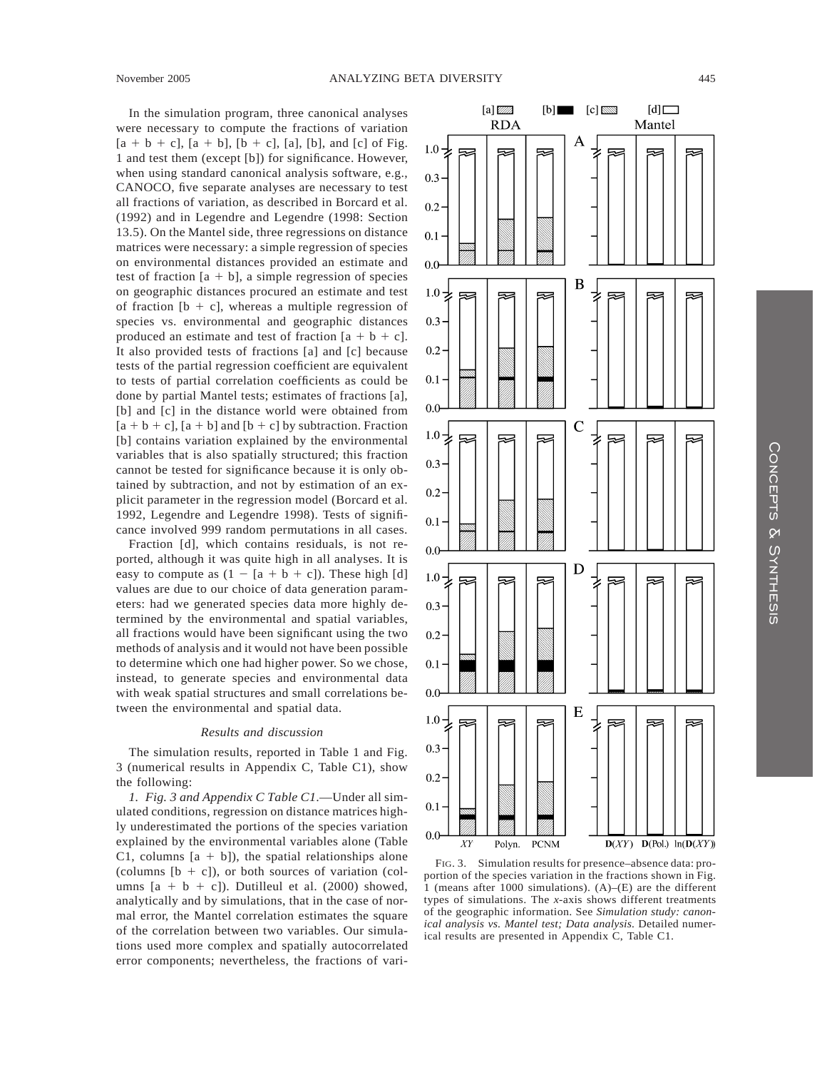In the simulation program, three canonical analyses were necessary to compute the fractions of variation [a + b + c], [a + b], [b + c], [a], [b], and [c] of Fig. 1 and test them (except [b]) for significance. However, when using standard canonical analysis software, e.g., CANOCO, five separate analyses are necessary to test all fractions of variation, as described in Borcard et al. (1992) and in Legendre and Legendre (1998: Section 13.5). On the Mantel side, three regressions on distance matrices were necessary: a simple regression of species on environmental distances provided an estimate and test of fraction [a + b], a simple regression of species on geographic distances procured an estimate and test of fraction [b + c], whereas a multiple regression of species vs. environmental and geographic distances produced an estimate and test of fraction [a + b + c]. It also provided tests of fractions [a] and [c] because tests of the partial regression coefficient are equivalent to tests of partial correlation coefficients as could be done by partial Mantel tests; estimates of fractions [a], [b] and [c] in the distance world were obtained from [a + b + c], [a + b] and [b + c] by subtraction. Fraction [b] contains variation explained by the environmental variables that is also spatially structured; this fraction cannot be tested for significance because it is only obtained by subtraction, and not by estimation of an explicit parameter in the regression model (Borcard et al. 1992, Legendre and Legendre 1998). Tests of significance involved 999 random permutations in all cases.

Fraction [d], which contains residuals, is not reported, although it was quite high in all analyses. It is easy to compute as (1 − [a + b + c]). These high [d] values are due to our choice of data generation parameters: had we generated species data more highly determined by the environmental and spatial variables, all fractions would have been significant using the two methods of analysis and it would not have been possible to determine which one had higher power. So we chose, instead, to generate species and environmental data with weak spatial structures and small correlations between the environmental and spatial data.

### *Results and discussion*

The simulation results, reported in Table 1 and Fig. 3 (numerical results in Appendix C, Table C1), show the following:

*1. Fig. 3 and Appendix C Table C1*.—Under all simulated conditions, regression on distance matrices highly underestimated the portions of the species variation explained by the environmental variables alone (Table C1, columns [a + b]), the spatial relationships alone (columns [b + c]), or both sources of variation (columns [a + b + c]). Dutilleul et al. (2000) showed, analytically and by simulations, that in the case of normal error, the Mantel correlation estimates the square of the correlation between two variables. Our simulations used more complex and spatially autocorrelated error components; nevertheless, the fractions of vari-

FIG. 3. Simulation results for presence–absence data: proportion of the species variation in the fractions shown in Fig. 1 (means after 1000 simulations). (A)–(E) are the different types of simulations. The *x*-axis shows different treatments of the geographic information. See *Simulation study: canonical analysis vs. Mantel test; Data analysis.* Detailed numerical results are presented in Appendix C, Table C1.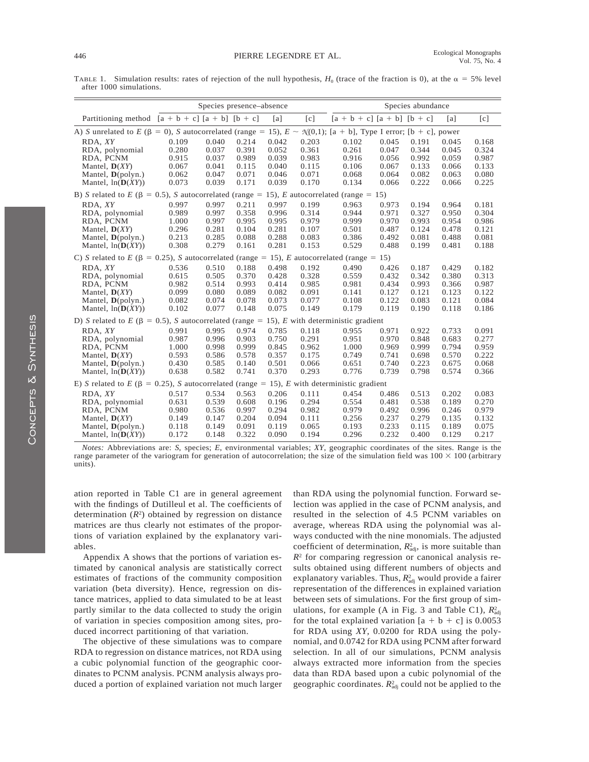TABLE 1. Simulation results: rates of rejection of the null hypothesis, $H_0$ (trace of the fraction is 0), at the $\alpha = 5\%$ level after 1000 simulations.

| | Species presence–absence | | | | | Species abundance | | | | |
|---|---|---|---|---|---|---|---|---|---|---|
| Partitioning method | [a + b + c] | [a + b] | [b + c] | [a] | [c] | [a + b + c] | [a + b] | [b + c] | [a] | [c] |
| A) *S* unrelated to *E* ($\beta$ = 0), *S* autocorrelated (range = 15), $E \sim \mathcal{N}(0,1)$; [a + b], Type I error; [b + c], power | | | | | | | | | | |
| RDA, *XY* | 0.109 | 0.040 | 0.214 | 0.042 | 0.203 | 0.102 | 0.045 | 0.191 | 0.045 | 0.168 |
| RDA, polynomial | 0.280 | 0.037 | 0.391 | 0.052 | 0.361 | 0.261 | 0.047 | 0.344 | 0.045 | 0.324 |
| RDA, PCNM | 0.915 | 0.037 | 0.989 | 0.039 | 0.983 | 0.916 | 0.056 | 0.992 | 0.059 | 0.987 |
| Mantel, **D**(*XY*) | 0.067 | 0.041 | 0.115 | 0.040 | 0.115 | 0.106 | 0.067 | 0.133 | 0.066 | 0.133 |
| Mantel, **D**(polyn.) | 0.062 | 0.047 | 0.071 | 0.046 | 0.071 | 0.068 | 0.064 | 0.082 | 0.063 | 0.080 |
| Mantel, ln(**D**(*XY*)) | 0.073 | 0.039 | 0.171 | 0.039 | 0.170 | 0.134 | 0.066 | 0.222 | 0.066 | 0.225 |
| B) *S* related to *E* ($\beta$ = 0.5), *S* autocorrelated (range = 15), *E* autocorrelated (range = 15) | | | | | | | | | | |
| RDA, *XY* | 0.997 | 0.997 | 0.211 | 0.997 | 0.199 | 0.963 | 0.973 | 0.194 | 0.964 | 0.181 |
| RDA, polynomial | 0.989 | 0.997 | 0.358 | 0.996 | 0.314 | 0.944 | 0.971 | 0.327 | 0.950 | 0.304 |
| RDA, PCNM | 1.000 | 0.997 | 0.995 | 0.995 | 0.979 | 0.999 | 0.970 | 0.993 | 0.954 | 0.986 |
| Mantel, **D**(*XY*) | 0.296 | 0.281 | 0.104 | 0.281 | 0.107 | 0.501 | 0.487 | 0.124 | 0.478 | 0.121 |
| Mantel, **D**(polyn.) | 0.213 | 0.285 | 0.088 | 0.288 | 0.083 | 0.386 | 0.492 | 0.081 | 0.488 | 0.081 |
| Mantel, ln(**D**(*XY*)) | 0.308 | 0.279 | 0.161 | 0.281 | 0.153 | 0.529 | 0.488 | 0.199 | 0.481 | 0.188 |
| C) *S* related to *E* ($\beta$ = 0.25), *S* autocorrelated (range = 15), *E* autocorrelated (range = 15) | | | | | | | | | | |
| RDA, *XY* | 0.536 | 0.510 | 0.188 | 0.498 | 0.192 | 0.490 | 0.426 | 0.187 | 0.429 | 0.182 |
| RDA, polynomial | 0.615 | 0.505 | 0.370 | 0.428 | 0.328 | 0.559 | 0.432 | 0.342 | 0.380 | 0.313 |
| RDA, PCNM | 0.982 | 0.514 | 0.993 | 0.414 | 0.985 | 0.981 | 0.434 | 0.993 | 0.366 | 0.987 |
| Mantel, **D**(*XY*) | 0.099 | 0.080 | 0.089 | 0.082 | 0.091 | 0.141 | 0.127 | 0.121 | 0.123 | 0.122 |
| Mantel, **D**(polyn.) | 0.082 | 0.074 | 0.078 | 0.073 | 0.077 | 0.108 | 0.122 | 0.083 | 0.121 | 0.084 |
| Mantel, ln(**D**(*XY*)) | 0.102 | 0.077 | 0.148 | 0.075 | 0.149 | 0.179 | 0.119 | 0.190 | 0.118 | 0.186 |
| D) *S* related to *E* ($\beta$ = 0.5), *S* autocorrelated (range = 15), *E* with deterministic gradient | | | | | | | | | | |
| RDA, *XY* | 0.991 | 0.995 | 0.974 | 0.785 | 0.118 | 0.955 | 0.971 | 0.922 | 0.733 | 0.091 |
| RDA, polynomial | 0.987 | 0.996 | 0.903 | 0.750 | 0.291 | 0.951 | 0.970 | 0.848 | 0.683 | 0.277 |
| RDA, PCNM | 1.000 | 0.998 | 0.999 | 0.845 | 0.962 | 1.000 | 0.969 | 0.999 | 0.794 | 0.959 |
| Mantel, **D**(*XY*) | 0.593 | 0.586 | 0.578 | 0.357 | 0.175 | 0.749 | 0.741 | 0.698 | 0.570 | 0.222 |
| Mantel, **D**(polyn.) | 0.430 | 0.585 | 0.140 | 0.501 | 0.066 | 0.651 | 0.740 | 0.223 | 0.675 | 0.068 |
| Mantel, ln(**D**(*XY*)) | 0.638 | 0.582 | 0.741 | 0.370 | 0.293 | 0.776 | 0.739 | 0.798 | 0.574 | 0.366 |
| E) *S* related to *E* ($\beta$ = 0.25), *S* autocorrelated (range = 15), *E* with deterministic gradient | | | | | | | | | | |
| RDA, *XY* | 0.517 | 0.534 | 0.563 | 0.206 | 0.111 | 0.454 | 0.486 | 0.513 | 0.202 | 0.083 |
| RDA, polynomial | 0.631 | 0.539 | 0.608 | 0.196 | 0.294 | 0.554 | 0.481 | 0.538 | 0.189 | 0.270 |
| RDA, PCNM | 0.980 | 0.536 | 0.997 | 0.294 | 0.982 | 0.979 | 0.492 | 0.996 | 0.246 | 0.979 |
| Mantel, **D**(*XY*) | 0.149 | 0.147 | 0.204 | 0.094 | 0.111 | 0.256 | 0.237 | 0.279 | 0.135 | 0.132 |
| Mantel, **D**(polyn.) | 0.118 | 0.149 | 0.091 | 0.119 | 0.065 | 0.193 | 0.233 | 0.115 | 0.189 | 0.075 |
| Mantel, ln(**D**(*XY*)) | 0.172 | 0.148 | 0.322 | 0.090 | 0.194 | 0.296 | 0.232 | 0.400 | 0.129 | 0.217 |

*Notes:* Abbreviations are: *S*, species; *E*, environmental variables; *XY*, geographic coordinates of the sites. Range is the range parameter of the variogram for generation of autocorrelation; the size of the simulation field was 100 × 100 (arbitrary units).

ation reported in Table C1 are in general agreement with the findings of Dutilleul et al. The coefficients of determination ($R^2$) obtained by regression on distance matrices are thus clearly not estimates of the proportions of variation explained by the explanatory variables.

Appendix A shows that the portions of variation estimated by canonical analysis are statistically correct estimates of fractions of the community composition variation (beta diversity). Hence, regression on distance matrices, applied to data simulated to be at least partly similar to the data collected to study the origin of variation in species composition among sites, produced incorrect partitioning of that variation.

The objective of these simulations was to compare RDA to regression on distance matrices, not RDA using a cubic polynomial function of the geographic coordinates to PCNM analysis. PCNM analysis always produced a portion of explained variation not much larger than RDA using the polynomial function. Forward selection was applied in the case of PCNM analysis, and resulted in the selection of 4.5 PCNM variables on average, whereas RDA using the polynomial was always conducted with the nine monomials. The adjusted coefficient of determination, $R^2_{adj}$, is more suitable than $R^2$ for comparing regression or canonical analysis results obtained using different numbers of objects and explanatory variables. Thus, $R^2_{adj}$ would provide a fairer representation of the differences in explained variation between sets of simulations. For the first group of simulations, for example (A in Fig. 3 and Table C1), $R^2_{adj}$ for the total explained variation [a + b + c] is 0.0053 for RDA using *XY*, 0.0200 for RDA using the polynomial, and 0.0742 for RDA using PCNM after forward selection. In all of our simulations, PCNM analysis always extracted more information from the species data than RDA based upon a cubic polynomial of the geographic coordinates. $R^2_{adj}$ could not be applied to the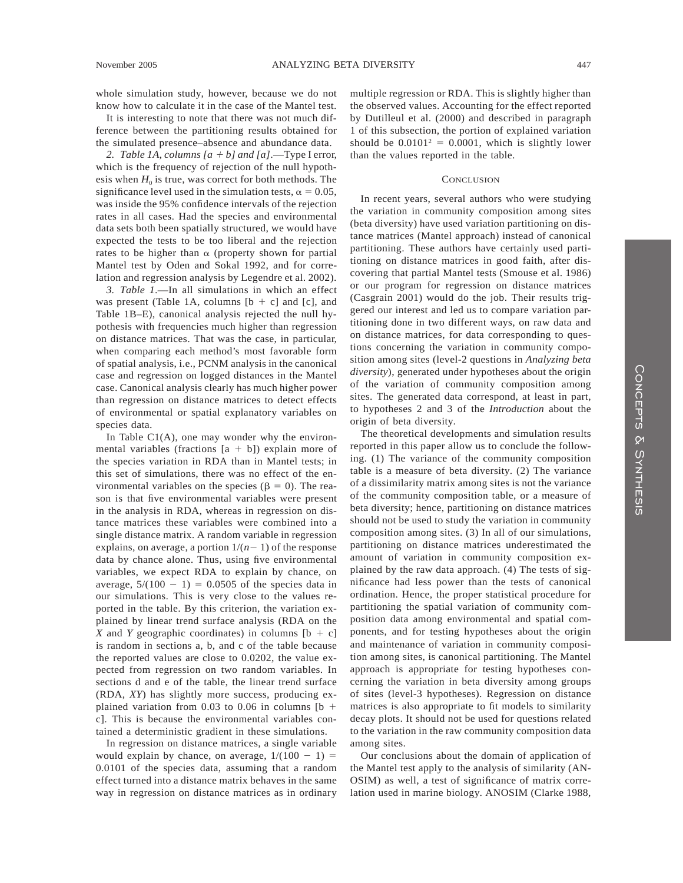whole simulation study, however, because we do not know how to calculate it in the case of the Mantel test.

It is interesting to note that there was not much difference between the partitioning results obtained for the simulated presence–absence and abundance data.

*2. Table 1A, columns [a + b] and [a].*—Type I error, which is the frequency of rejection of the null hypothesis when $H_0$ is true, was correct for both methods. The significance level used in the simulation tests, $\alpha = 0.05$, was inside the 95% confidence intervals of the rejection rates in all cases. Had the species and environmental data sets both been spatially structured, we would have expected the tests to be too liberal and the rejection rates to be higher than $\alpha$ (property shown for partial Mantel test by Oden and Sokal 1992, and for correlation and regression analysis by Legendre et al. 2002).

*3. Table 1.*—In all simulations in which an effect was present (Table 1A, columns [b + c] and [c], and Table 1B–E), canonical analysis rejected the null hypothesis with frequencies much higher than regression on distance matrices. That was the case, in particular, when comparing each method's most favorable form of spatial analysis, i.e., PCNM analysis in the canonical case and regression on logged distances in the Mantel case. Canonical analysis clearly has much higher power than regression on distance matrices to detect effects of environmental or spatial explanatory variables on species data.

In Table C1(A), one may wonder why the environmental variables (fractions [a + b]) explain more of the species variation in RDA than in Mantel tests; in this set of simulations, there was no effect of the environmental variables on the species ($\beta = 0$). The reason is that five environmental variables were present in the analysis in RDA, whereas in regression on distance matrices these variables were combined into a single distance matrix. A random variable in regression explains, on average, a portion $1/(n - 1)$ of the response data by chance alone. Thus, using five environmental variables, we expect RDA to explain by chance, on average, $5/(100 - 1) = 0.0505$ of the species data in our simulations. This is very close to the values reported in the table. By this criterion, the variation explained by linear trend surface analysis (RDA on the *X* and *Y* geographic coordinates) in columns [b + c] is random in sections a, b, and c of the table because the reported values are close to 0.0202, the value expected from regression on two random variables. In sections d and e of the table, the linear trend surface (RDA, *XY*) has slightly more success, producing explained variation from 0.03 to 0.06 in columns [b + c]. This is because the environmental variables contained a deterministic gradient in these simulations.

In regression on distance matrices, a single variable would explain by chance, on average, $1/(100 - 1) = 0.0101$ of the species data, assuming that a random effect turned into a distance matrix behaves in the same way in regression on distance matrices as in ordinary multiple regression or RDA. This is slightly higher than the observed values. Accounting for the effect reported by Dutilleul et al. (2000) and described in paragraph 1 of this subsection, the portion of explained variation should be $0.0101^2 = 0.0001$, which is slightly lower than the values reported in the table.

## Conclusion

In recent years, several authors who were studying the variation in community composition among sites (beta diversity) have used variation partitioning on distance matrices (Mantel approach) instead of canonical partitioning. These authors have certainly used partitioning on distance matrices in good faith, after discovering that partial Mantel tests (Smouse et al. 1986) or our program for regression on distance matrices (Casgrain 2001) would do the job. Their results triggered our interest and led us to compare variation partitioning done in two different ways, on raw data and on distance matrices, for data corresponding to questions concerning the variation in community composition among sites (level-2 questions in *Analyzing beta diversity*), generated under hypotheses about the origin of the variation of community composition among sites. The generated data correspond, at least in part, to hypotheses 2 and 3 of the *Introduction* about the origin of beta diversity.

The theoretical developments and simulation results reported in this paper allow us to conclude the following. (1) The variance of the community composition table is a measure of beta diversity. (2) The variance of a dissimilarity matrix among sites is not the variance of the community composition table, or a measure of beta diversity; hence, partitioning on distance matrices should not be used to study the variation in community composition among sites. (3) In all of our simulations, partitioning on distance matrices underestimated the amount of variation in community composition explained by the raw data approach. (4) The tests of significance had less power than the tests of canonical ordination. Hence, the proper statistical procedure for partitioning the spatial variation of community composition data among environmental and spatial components, and for testing hypotheses about the origin and maintenance of variation in community composition among sites, is canonical partitioning. The Mantel approach is appropriate for testing hypotheses concerning the variation in beta diversity among groups of sites (level-3 hypotheses). Regression on distance matrices is also appropriate to fit models to similarity decay plots. It should not be used for questions related to the variation in the raw community composition data among sites.

Our conclusions about the domain of application of the Mantel test apply to the analysis of similarity (ANOSIM) as well, a test of significance of matrix correlation used in marine biology. ANOSIM (Clarke 1988,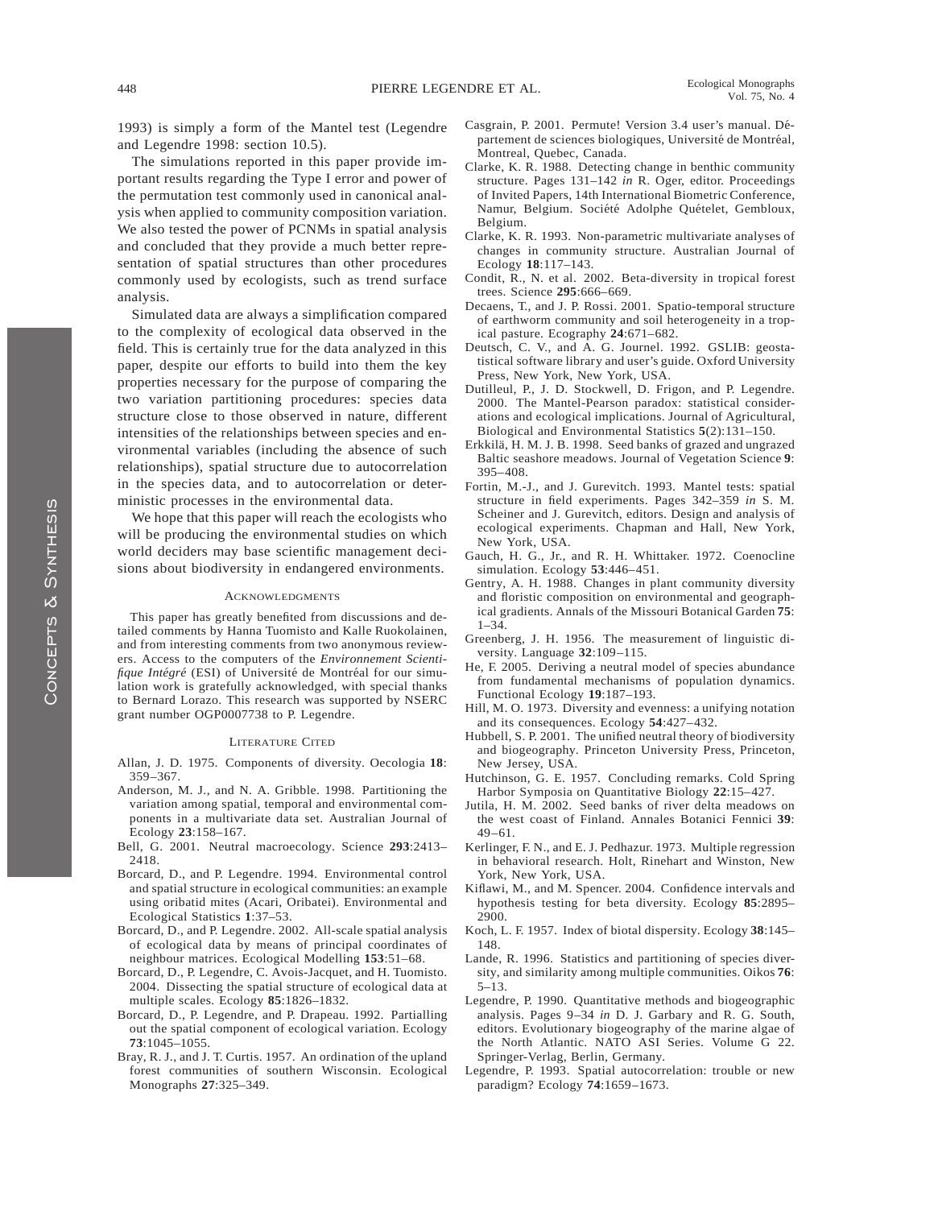1993) is simply a form of the Mantel test (Legendre and Legendre 1998: section 10.5).

The simulations reported in this paper provide important results regarding the Type I error and power of the permutation test commonly used in canonical analysis when applied to community composition variation. We also tested the power of PCNMs in spatial analysis and concluded that they provide a much better representation of spatial structures than other procedures commonly used by ecologists, such as trend surface analysis.

Simulated data are always a simplification compared to the complexity of ecological data observed in the field. This is certainly true for the data analyzed in this paper, despite our efforts to build into them the key properties necessary for the purpose of comparing the two variation partitioning procedures: species data structure close to those observed in nature, different intensities of the relationships between species and environmental variables (including the absence of such relationships), spatial structure due to autocorrelation in the species data, and to autocorrelation or deterministic processes in the environmental data.

We hope that this paper will reach the ecologists who will be producing the environmental studies on which world deciders may base scientific management decisions about biodiversity in endangered environments.

## Acknowledgments

This paper has greatly benefited from discussions and detailed comments by Hanna Tuomisto and Kalle Ruokolainen, and from interesting comments from two anonymous reviewers. Access to the computers of the *Environnement Scientifique Intégré* (ESI) of Université de Montréal for our simulation work is gratefully acknowledged, with special thanks to Bernard Lorazo. This research was supported by NSERC grant number OGP0007738 to P. Legendre.

## Literature Cited

Allan, J. D. 1975. Components of diversity. Oecologia **18**: 359–367.

Anderson, M. J., and N. A. Gribble. 1998. Partitioning the variation among spatial, temporal and environmental components in a multivariate data set. Australian Journal of Ecology **23**:158–167.

Bell, G. 2001. Neutral macroecology. Science **293**:2413–2418.

Borcard, D., and P. Legendre. 1994. Environmental control and spatial structure in ecological communities: an example using oribatid mites (Acari, Oribatei). Environmental and Ecological Statistics **1**:37–53.

Borcard, D., and P. Legendre. 2002. All-scale spatial analysis of ecological data by means of principal coordinates of neighbour matrices. Ecological Modelling **153**:51–68.

Borcard, D., P. Legendre, C. Avois-Jacquet, and H. Tuomisto. 2004. Dissecting the spatial structure of ecological data at multiple scales. Ecology **85**:1826–1832.

Borcard, D., P. Legendre, and P. Drapeau. 1992. Partialling out the spatial component of ecological variation. Ecology **73**:1045–1055.

Bray, R. J., and J. T. Curtis. 1957. An ordination of the upland forest communities of southern Wisconsin. Ecological Monographs **27**:325–349.

Casgrain, P. 2001. Permute! Version 3.4 user's manual. Département de sciences biologiques, Université de Montréal, Montreal, Quebec, Canada.

Clarke, K. R. 1988. Detecting change in benthic community structure. Pages 131–142 *in* R. Oger, editor. Proceedings of Invited Papers, 14th International Biometric Conference, Namur, Belgium. Société Adolphe Quételet, Gembloux, Belgium.

Clarke, K. R. 1993. Non-parametric multivariate analyses of changes in community structure. Australian Journal of Ecology **18**:117–143.

Condit, R., N. et al. 2002. Beta-diversity in tropical forest trees. Science **295**:666–669.

Decaens, T., and J. P. Rossi. 2001. Spatio-temporal structure of earthworm community and soil heterogeneity in a tropical pasture. Ecography **24**:671–682.

Deutsch, C. V., and A. G. Journel. 1992. GSLIB: geostatistical software library and user's guide. Oxford University Press, New York, New York, USA.

Dutilleul, P., J. D. Stockwell, D. Frigon, and P. Legendre. 2000. The Mantel-Pearson paradox: statistical considerations and ecological implications. Journal of Agricultural, Biological and Environmental Statistics **5**(2):131–150.

Erkkilä, H. M. J. B. 1998. Seed banks of grazed and ungrazed Baltic seashore meadows. Journal of Vegetation Science **9**: 395–408.

Fortin, M.-J., and J. Gurevitch. 1993. Mantel tests: spatial structure in field experiments. Pages 342–359 *in* S. M. Scheiner and J. Gurevitch, editors. Design and analysis of ecological experiments. Chapman and Hall, New York, New York, USA.

Gauch, H. G., Jr., and R. H. Whittaker. 1972. Coenocline simulation. Ecology **53**:446–451.

Gentry, A. H. 1988. Changes in plant community diversity and floristic composition on environmental and geographical gradients. Annals of the Missouri Botanical Garden **75**: 1–34.

Greenberg, J. H. 1956. The measurement of linguistic diversity. Language **32**:109–115.

He, F. 2005. Deriving a neutral model of species abundance from fundamental mechanisms of population dynamics. Functional Ecology **19**:187–193.

Hill, M. O. 1973. Diversity and evenness: a unifying notation and its consequences. Ecology **54**:427–432.

Hubbell, S. P. 2001. The unified neutral theory of biodiversity and biogeography. Princeton University Press, Princeton, New Jersey, USA.

Hutchinson, G. E. 1957. Concluding remarks. Cold Spring Harbor Symposia on Quantitative Biology **22**:15–427.

Jutila, H. M. 2002. Seed banks of river delta meadows on the west coast of Finland. Annales Botanici Fennici **39**: 49–61.

Kerlinger, F. N., and E. J. Pedhazur. 1973. Multiple regression in behavioral research. Holt, Rinehart and Winston, New York, New York, USA.

Kiflawi, M., and M. Spencer. 2004. Confidence intervals and hypothesis testing for beta diversity. Ecology **85**:2895–2900.

Koch, L. F. 1957. Index of biotal dispersity. Ecology **38**:145–148.

Lande, R. 1996. Statistics and partitioning of species diversity, and similarity among multiple communities. Oikos **76**: 5–13.

Legendre, P. 1990. Quantitative methods and biogeographic analysis. Pages 9–34 *in* D. J. Garbary and R. G. South, editors. Evolutionary biogeography of the marine algae of the North Atlantic. NATO ASI Series. Volume G 22. Springer-Verlag, Berlin, Germany.

Legendre, P. 1993. Spatial autocorrelation: trouble or new paradigm? Ecology **74**:1659–1673.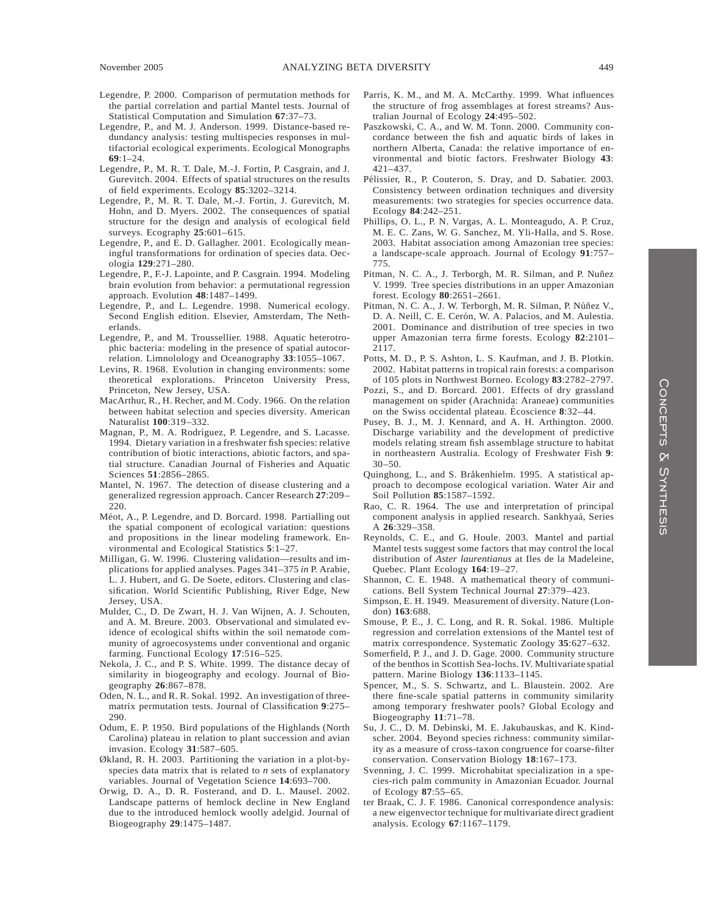Legendre, P. 2000. Comparison of permutation methods for the partial correlation and partial Mantel tests. Journal of Statistical Computation and Simulation **67**:37–73.

Legendre, P., and M. J. Anderson. 1999. Distance-based redundancy analysis: testing multispecies responses in multifactorial ecological experiments. Ecological Monographs **69**:1–24.

Legendre, P., M. R. T. Dale, M.-J. Fortin, P. Casgrain, and J. Gurevitch. 2004. Effects of spatial structures on the results of field experiments. Ecology **85**:3202–3214.

Legendre, P., M. R. T. Dale, M.-J. Fortin, J. Gurevitch, M. Hohn, and D. Myers. 2002. The consequences of spatial structure for the design and analysis of ecological field surveys. Ecography **25**:601–615.

Legendre, P., and E. D. Gallagher. 2001. Ecologically meaningful transformations for ordination of species data. Oecologia **129**:271–280.

Legendre, P., F.-J. Lapointe, and P. Casgrain. 1994. Modeling brain evolution from behavior: a permutational regression approach. Evolution **48**:1487–1499.

Legendre, P., and L. Legendre. 1998. Numerical ecology. Second English edition. Elsevier, Amsterdam, The Netherlands.

Legendre, P., and M. Troussellier. 1988. Aquatic heterotrophic bacteria: modeling in the presence of spatial autocorrelation. Limnolology and Oceanography **33**:1055–1067.

Levins, R. 1968. Evolution in changing environments: some theoretical explorations. Princeton University Press, Princeton, New Jersey, USA.

MacArthur, R., H. Recher, and M. Cody. 1966. On the relation between habitat selection and species diversity. American Naturalist **100**:319–332.

Magnan, P., M. A. Rodríguez, P. Legendre, and S. Lacasse. 1994. Dietary variation in a freshwater fish species: relative contribution of biotic interactions, abiotic factors, and spatial structure. Canadian Journal of Fisheries and Aquatic Sciences **51**:2856–2865.

Mantel, N. 1967. The detection of disease clustering and a generalized regression approach. Cancer Research **27**:209–220.

Méot, A., P. Legendre, and D. Borcard. 1998. Partialling out the spatial component of ecological variation: questions and propositions in the linear modeling framework. Environmental and Ecological Statistics **5**:1–27.

Milligan, G. W. 1996. Clustering validation—results and implications for applied analyses. Pages 341–375 *in* P. Arabie, L. J. Hubert, and G. De Soete, editors. Clustering and classification. World Scientific Publishing, River Edge, New Jersey, USA.

Mulder, C., D. De Zwart, H. J. Van Wijnen, A. J. Schouten, and A. M. Breure. 2003. Observational and simulated evidence of ecological shifts within the soil nematode community of agroecosystems under conventional and organic farming. Functional Ecology **17**:516–525.

Nekola, J. C., and P. S. White. 1999. The distance decay of similarity in biogeography and ecology. Journal of Biogeography **26**:867–878.

Oden, N. L., and R. R. Sokal. 1992. An investigation of three-matrix permutation tests. Journal of Classification **9**:275–290.

Odum, E. P. 1950. Bird populations of the Highlands (North Carolina) plateau in relation to plant succession and avian invasion. Ecology **31**:587–605.

Økland, R. H. 2003. Partitioning the variation in a plot-by-species data matrix that is related to *n* sets of explanatory variables. Journal of Vegetation Science **14**:693–700.

Orwig, D. A., D. R. Fosterand, and D. L. Mausel. 2002. Landscape patterns of hemlock decline in New England due to the introduced hemlock woolly adelgid. Journal of Biogeography **29**:1475–1487.

Parris, K. M., and M. A. McCarthy. 1999. What influences the structure of frog assemblages at forest streams? Australian Journal of Ecology **24**:495–502.

Paszkowski, C. A., and W. M. Tonn. 2000. Community concordance between the fish and aquatic birds of lakes in northern Alberta, Canada: the relative importance of environmental and biotic factors. Freshwater Biology **43**:421–437.

Pélissier, R., P. Couteron, S. Dray, and D. Sabatier. 2003. Consistency between ordination techniques and diversity measurements: two strategies for species occurrence data. Ecology **84**:242–251.

Phillips, O. L., P. N. Vargas, A. L. Monteagudo, A. P. Cruz, M. E. C. Zans, W. G. Sanchez, M. Yli-Halla, and S. Rose. 2003. Habitat association among Amazonian tree species: a landscape-scale approach. Journal of Ecology **91**:757–775.

Pitman, N. C. A., J. Terborgh, M. R. Silman, and P. Nuñez V. 1999. Tree species distributions in an upper Amazonian forest. Ecology **80**:2651–2661.

Pitman, N. C. A., J. W. Terborgh, M. R. Silman, P. Núñez V., D. A. Neill, C. E. Cerón, W. A. Palacios, and M. Aulestia. 2001. Dominance and distribution of tree species in two upper Amazonian terra firme forests. Ecology **82**:2101–2117.

Potts, M. D., P. S. Ashton, L. S. Kaufman, and J. B. Plotkin. 2002. Habitat patterns in tropical rain forests: a comparison of 105 plots in Northwest Borneo. Ecology **83**:2782–2797.

Pozzi, S., and D. Borcard. 2001. Effects of dry grassland management on spider (Arachnida: Araneae) communities on the Swiss occidental plateau. Écoscience **8**:32–44.

Pusey, B. J., M. J. Kennard, and A. H. Arthington. 2000. Discharge variability and the development of predictive models relating stream fish assemblage structure to habitat in northeastern Australia. Ecology of Freshwater Fish **9**:30–50.

Quinghong, L., and S. Bråkenhielm. 1995. A statistical approach to decompose ecological variation. Water Air and Soil Pollution **85**:1587–1592.

Rao, C. R. 1964. The use and interpretation of principal component analysis in applied research. Sankhyaá, Series A **26**:329–358.

Reynolds, C. E., and G. Houle. 2003. Mantel and partial Mantel tests suggest some factors that may control the local distribution of *Aster laurentianus* at Iles de la Madeleine, Quebec. Plant Ecology **164**:19–27.

Shannon, C. E. 1948. A mathematical theory of communications. Bell System Technical Journal **27**:379–423.

Simpson, E. H. 1949. Measurement of diversity. Nature (London) **163**:688.

Smouse, P. E., J. C. Long, and R. R. Sokal. 1986. Multiple regression and correlation extensions of the Mantel test of matrix correspondence. Systematic Zoology **35**:627–632.

Somerfield, P. J., and J. D. Gage. 2000. Community structure of the benthos in Scottish Sea-lochs. IV. Multivariate spatial pattern. Marine Biology **136**:1133–1145.

Spencer, M., S. S. Schwartz, and L. Blaustein. 2002. Are there fine-scale spatial patterns in community similarity among temporary freshwater pools? Global Ecology and Biogeography **11**:71–78.

Su, J. C., D. M. Debinski, M. E. Jakubauskas, and K. Kindscher. 2004. Beyond species richness: community similarity as a measure of cross-taxon congruence for coarse-filter conservation. Conservation Biology **18**:167–173.

Svenning, J. C. 1999. Microhabitat specialization in a species-rich palm community in Amazonian Ecuador. Journal of Ecology **87**:55–65.

ter Braak, C. J. F. 1986. Canonical correspondence analysis: a new eigenvector technique for multivariate direct gradient analysis. Ecology **67**:1167–1179.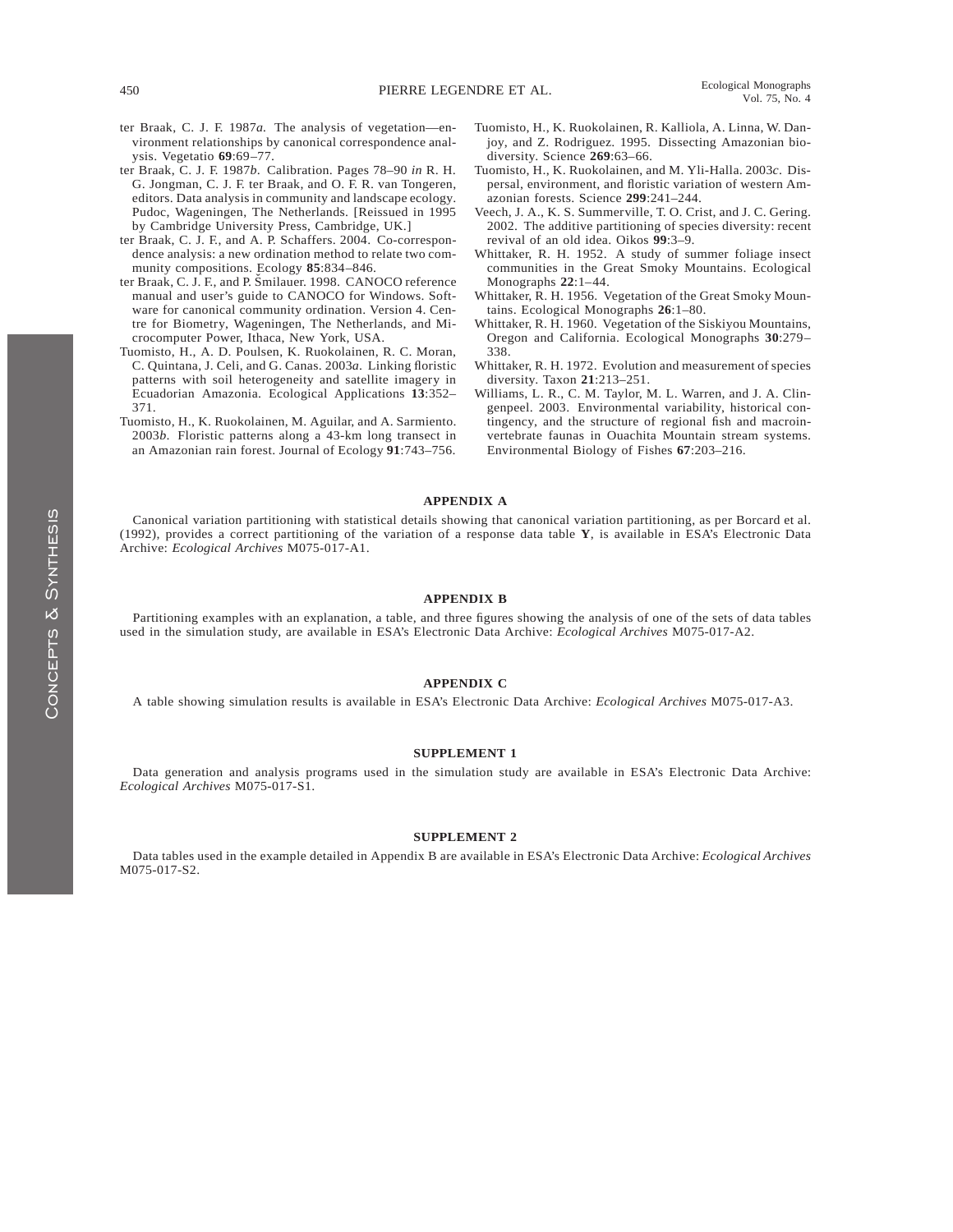ter Braak, C. J. F. 1987*a*. The analysis of vegetation—environment relationships by canonical correspondence analysis. Vegetatio **69**:69–77.

ter Braak, C. J. F. 1987*b*. Calibration. Pages 78–90 *in* R. H. G. Jongman, C. J. F. ter Braak, and O. F. R. van Tongeren, editors. Data analysis in community and landscape ecology. Pudoc, Wageningen, The Netherlands. [Reissued in 1995 by Cambridge University Press, Cambridge, UK.]

ter Braak, C. J. F., and A. P. Schaffers. 2004. Co-correspondence analysis: a new ordination method to relate two community compositions. Ecology **85**:834–846.

ter Braak, C. J. F., and P. Šmilauer. 1998. CANOCO reference manual and user's guide to CANOCO for Windows. Software for canonical community ordination. Version 4. Centre for Biometry, Wageningen, The Netherlands, and Microcomputer Power, Ithaca, New York, USA.

Tuomisto, H., A. D. Poulsen, K. Ruokolainen, R. C. Moran, C. Quintana, J. Celi, and G. Canas. 2003*a*. Linking floristic patterns with soil heterogeneity and satellite imagery in Ecuadorian Amazonia. Ecological Applications **13**:352–371.

Tuomisto, H., K. Ruokolainen, M. Aguilar, and A. Sarmiento. 2003*b*. Floristic patterns along a 43-km long transect in an Amazonian rain forest. Journal of Ecology **91**:743–756.

Tuomisto, H., K. Ruokolainen, R. Kalliola, A. Linna, W. Danjoy, and Z. Rodriguez. 1995. Dissecting Amazonian biodiversity. Science **269**:63–66.

Tuomisto, H., K. Ruokolainen, and M. Yli-Halla. 2003*c*. Dispersal, environment, and floristic variation of western Amazonian forests. Science **299**:241–244.

Veech, J. A., K. S. Summerville, T. O. Crist, and J. C. Gering. 2002. The additive partitioning of species diversity: recent revival of an old idea. Oikos **99**:3–9.

Whittaker, R. H. 1952. A study of summer foliage insect communities in the Great Smoky Mountains. Ecological Monographs **22**:1–44.

Whittaker, R. H. 1956. Vegetation of the Great Smoky Mountains. Ecological Monographs **26**:1–80.

Whittaker, R. H. 1960. Vegetation of the Siskiyou Mountains, Oregon and California. Ecological Monographs **30**:279–338.

Whittaker, R. H. 1972. Evolution and measurement of species diversity. Taxon **21**:213–251.

Williams, L. R., C. M. Taylor, M. L. Warren, and J. A. Clingenpeel. 2003. Environmental variability, historical contingency, and the structure of regional fish and macroinvertebrate faunas in Ouachita Mountain stream systems. Environmental Biology of Fishes **67**:203–216.

## APPENDIX A

Canonical variation partitioning with statistical details showing that canonical variation partitioning, as per Borcard et al. (1992), provides a correct partitioning of the variation of a response data table **Y**, is available in ESA's Electronic Data Archive: *Ecological Archives* M075-017-A1.

## APPENDIX B

Partitioning examples with an explanation, a table, and three figures showing the analysis of one of the sets of data tables used in the simulation study, are available in ESA's Electronic Data Archive: *Ecological Archives* M075-017-A2.

## APPENDIX C

A table showing simulation results is available in ESA's Electronic Data Archive: *Ecological Archives* M075-017-A3.

## SUPPLEMENT 1

Data generation and analysis programs used in the simulation study are available in ESA's Electronic Data Archive: *Ecological Archives* M075-017-S1.

## SUPPLEMENT 2

Data tables used in the example detailed in Appendix B are available in ESA's Electronic Data Archive: *Ecological Archives* M075-017-S2.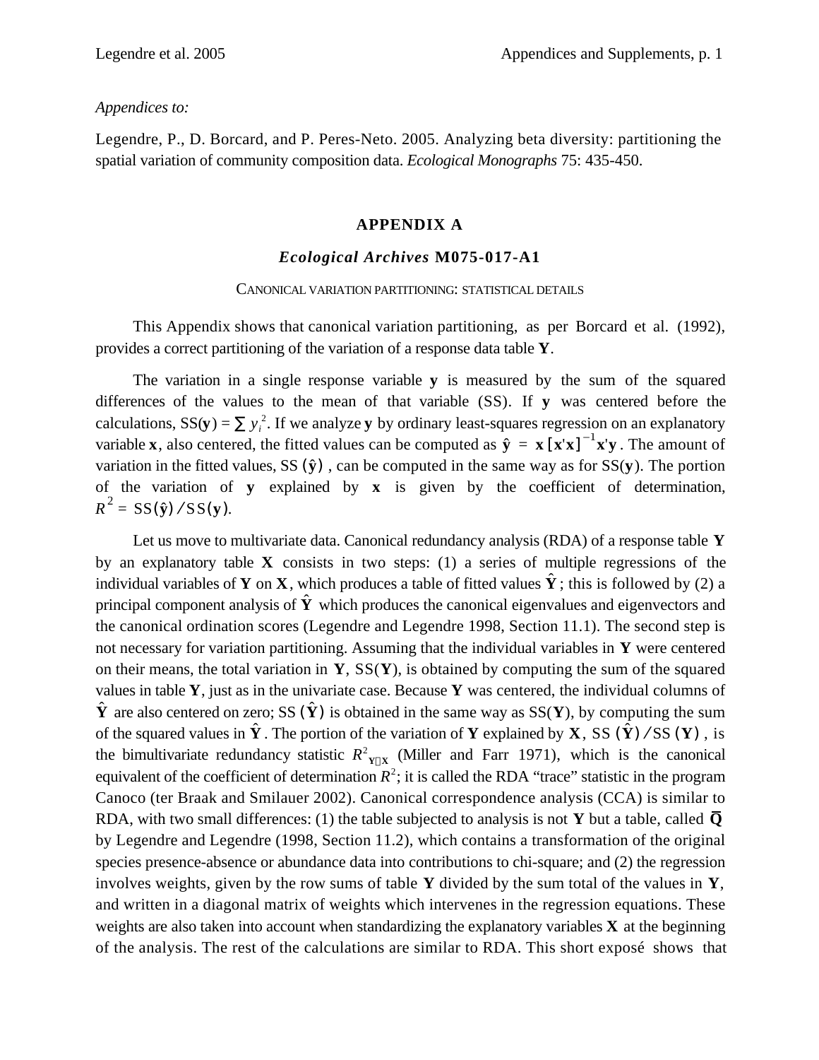*Appendices to:*

Legendre, P., D. Borcard, and P. Peres-Neto. 2005. Analyzing beta diversity: partitioning the spatial variation of community composition data. *Ecological Monographs* 75: 435-450.

## APPENDIX A

### *Ecological Archives* M075-017-A1

CANONICAL VARIATION PARTITIONING: STATISTICAL DETAILS

This Appendix shows that canonical variation partitioning, as per Borcard et al. (1992), provides a correct partitioning of the variation of a response data table $\mathbf{Y}$.

The variation in a single response variable $\mathbf{y}$ is measured by the sum of the squared differences of the values to the mean of that variable (SS). If $\mathbf{y}$ was centered before the calculations, SS($\mathbf{y}$) = $\sum y_i^2$. If we analyze $\mathbf{y}$ by ordinary least-squares regression on an explanatory variable $\mathbf{x}$, also centered, the fitted values can be computed as $\hat{\mathbf{y}} = \mathbf{x}[\mathbf{x}'\mathbf{x}]^{-1}\mathbf{x}'\mathbf{y}$. The amount of variation in the fitted values, $\mathrm{SS}(\hat{\mathbf{y}})$, can be computed in the same way as for SS($\mathbf{y}$). The portion of the variation of $\mathbf{y}$ explained by $\mathbf{x}$ is given by the coefficient of determination, $R^2 = \mathrm{SS}(\hat{\mathbf{y}})/\mathrm{SS}(\mathbf{y})$.

Let us move to multivariate data. Canonical redundancy analysis (RDA) of a response table $\mathbf{Y}$ by an explanatory table $\mathbf{X}$ consists in two steps: (1) a series of multiple regressions of the individual variables of $\mathbf{Y}$ on $\mathbf{X}$, which produces a table of fitted values $\hat{\mathbf{Y}}$; this is followed by (2) a principal component analysis of $\hat{\mathbf{Y}}$ which produces the canonical eigenvalues and eigenvectors and the canonical ordination scores (Legendre and Legendre 1998, Section 11.1). The second step is not necessary for variation partitioning. Assuming that the individual variables in $\mathbf{Y}$ were centered on their means, the total variation in $\mathbf{Y}$, SS($\mathbf{Y}$), is obtained by computing the sum of the squared values in table $\mathbf{Y}$, just as in the univariate case. Because $\mathbf{Y}$ was centered, the individual columns of $\hat{\mathbf{Y}}$ are also centered on zero; $\mathrm{SS}(\hat{\mathbf{Y}})$ is obtained in the same way as SS($\mathbf{Y}$), by computing the sum of the squared values in $\hat{\mathbf{Y}}$. The portion of the variation of $\mathbf{Y}$ explained by $\mathbf{X}$, $\mathrm{SS}(\hat{\mathbf{Y}})/\mathrm{SS}(\mathbf{Y})$, is the bimultivariate redundancy statistic $R^2_{\mathbf{Y}|\mathbf{X}}$ (Miller and Farr 1971), which is the canonical equivalent of the coefficient of determination $R^2$; it is called the RDA "trace" statistic in the program Canoco (ter Braak and Smilauer 2002). Canonical correspondence analysis (CCA) is similar to RDA, with two small differences: (1) the table subjected to analysis is not $\mathbf{Y}$ but a table, called $\bar{\mathbf{Q}}$ by Legendre and Legendre (1998, Section 11.2), which contains a transformation of the original species presence-absence or abundance data into contributions to chi-square; and (2) the regression involves weights, given by the row sums of table $\mathbf{Y}$ divided by the sum total of the values in $\mathbf{Y}$, and written in a diagonal matrix of weights which intervenes in the regression equations. These weights are also taken into account when standardizing the explanatory variables $\mathbf{X}$ at the beginning of the analysis. The rest of the calculations are similar to RDA. This short exposé shows that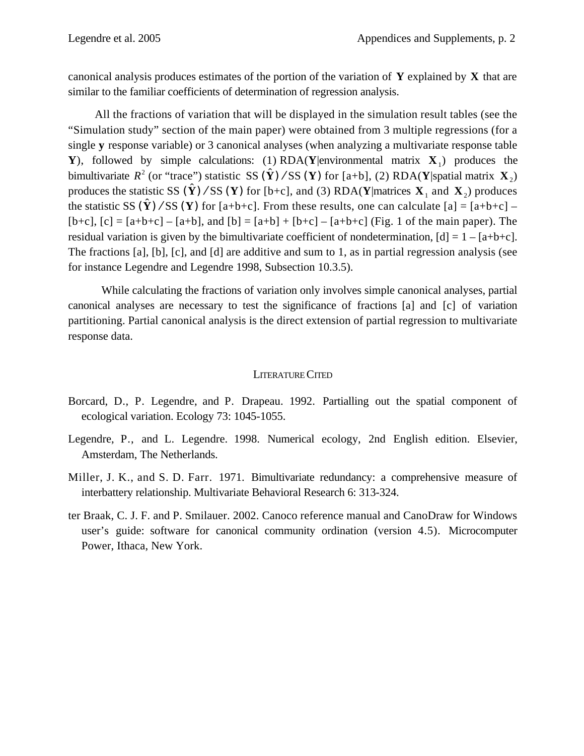canonical analysis produces estimates of the portion of the variation of $\mathbf{Y}$ explained by $\mathbf{X}$ that are similar to the familiar coefficients of determination of regression analysis.

All the fractions of variation that will be displayed in the simulation result tables (see the "Simulation study" section of the main paper) were obtained from 3 multiple regressions (for a single **y** response variable) or 3 canonical analyses (when analyzing a multivariate response table **Y**), followed by simple calculations: (1) RDA(**Y**|environmental matrix $\mathbf{X}_1$) produces the bimultivariate $R^2$ (or "trace") statistic $\mathrm{SS}(\hat{\mathbf{Y}})/\mathrm{SS}(\mathbf{Y})$ for [a+b], (2) RDA(**Y**|spatial matrix $\mathbf{X}_2$) produces the statistic $\mathrm{SS}(\hat{\mathbf{Y}})/\mathrm{SS}(\mathbf{Y})$ for [b+c], and (3) RDA(**Y**|matrices $\mathbf{X}_1$ and $\mathbf{X}_2$) produces the statistic $\mathrm{SS}(\hat{\mathbf{Y}})/\mathrm{SS}(\mathbf{Y})$ for [a+b+c]. From these results, one can calculate [a] = [a+b+c] – [b+c], [c] = [a+b+c] – [a+b], and [b] = [a+b] + [b+c] – [a+b+c] (Fig. 1 of the main paper). The residual variation is given by the bimultivariate coefficient of nondetermination, [d] = 1 – [a+b+c]. The fractions [a], [b], [c], and [d] are additive and sum to 1, as in partial regression analysis (see for instance Legendre and Legendre 1998, Subsection 10.3.5).

While calculating the fractions of variation only involves simple canonical analyses, partial canonical analyses are necessary to test the significance of fractions [a] and [c] of variation partitioning. Partial canonical analysis is the direct extension of partial regression to multivariate response data.

## LITERATURE CITED

Borcard, D., P. Legendre, and P. Drapeau. 1992. Partialling out the spatial component of ecological variation. Ecology 73: 1045-1055.

Legendre, P., and L. Legendre. 1998. Numerical ecology, 2nd English edition. Elsevier, Amsterdam, The Netherlands.

Miller, J. K., and S. D. Farr. 1971. Bimultivariate redundancy: a comprehensive measure of interbattery relationship. Multivariate Behavioral Research 6: 313-324.

ter Braak, C. J. F. and P. Smilauer. 2002. Canoco reference manual and CanoDraw for Windows user's guide: software for canonical community ordination (version 4.5). Microcomputer Power, Ithaca, New York.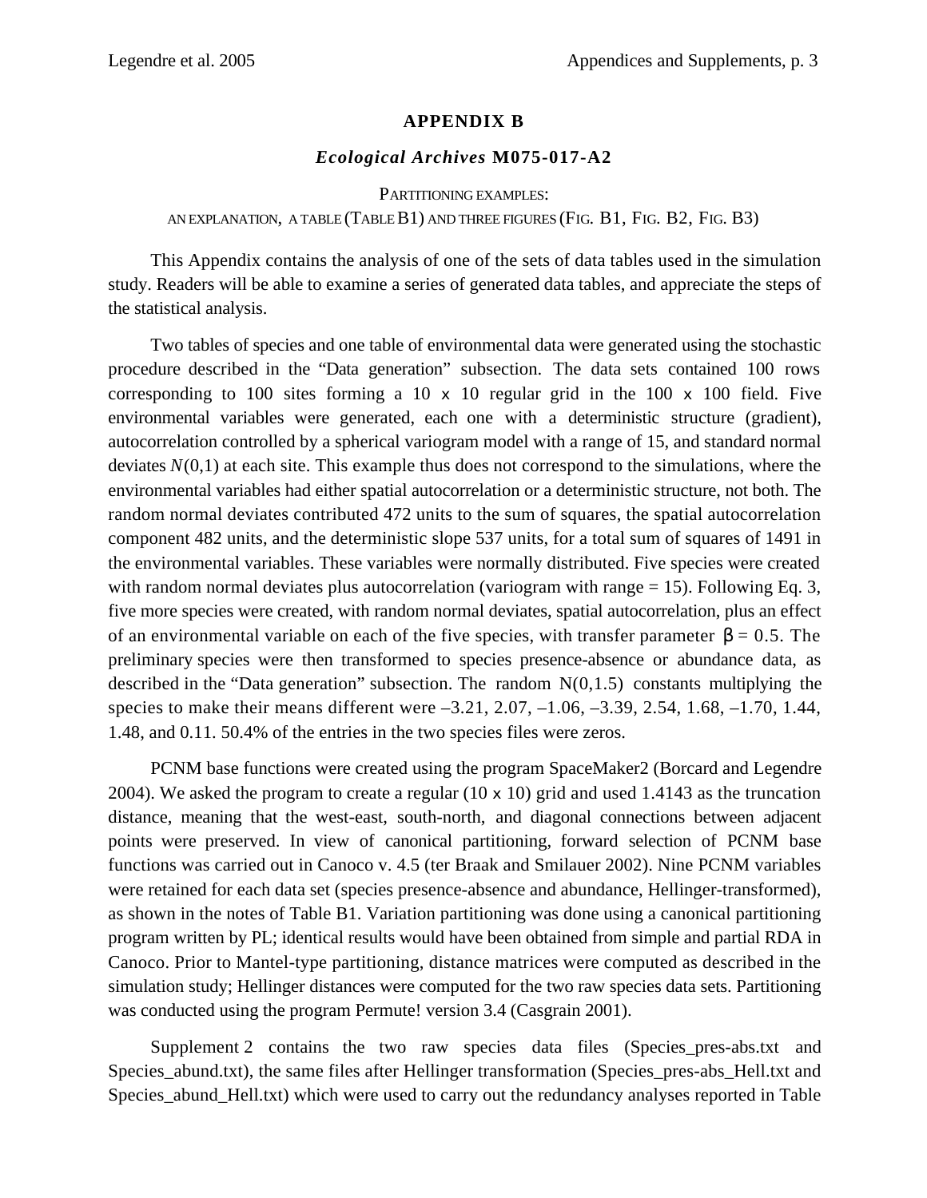# APPENDIX B

### *Ecological Archives* M075-017-A2

PARTITIONING EXAMPLES:
AN EXPLANATION, A TABLE (TABLE B1) AND THREE FIGURES (FIG. B1, FIG. B2, FIG. B3)

This Appendix contains the analysis of one of the sets of data tables used in the simulation study. Readers will be able to examine a series of generated data tables, and appreciate the steps of the statistical analysis.

Two tables of species and one table of environmental data were generated using the stochastic procedure described in the "Data generation" subsection. The data sets contained 100 rows corresponding to 100 sites forming a 10 × 10 regular grid in the 100 × 100 field. Five environmental variables were generated, each one with a deterministic structure (gradient), autocorrelation controlled by a spherical variogram model with a range of 15, and standard normal deviates $N(0,1)$ at each site. This example thus does not correspond to the simulations, where the environmental variables had either spatial autocorrelation or a deterministic structure, not both. The random normal deviates contributed 472 units to the sum of squares, the spatial autocorrelation component 482 units, and the deterministic slope 537 units, for a total sum of squares of 1491 in the environmental variables. These variables were normally distributed. Five species were created with random normal deviates plus autocorrelation (variogram with range = 15). Following Eq. 3, five more species were created, with random normal deviates, spatial autocorrelation, plus an effect of an environmental variable on each of the five species, with transfer parameter $\beta = 0.5$. The preliminary species were then transformed to species presence-absence or abundance data, as described in the "Data generation" subsection. The random N(0,1.5) constants multiplying the species to make their means different were –3.21, 2.07, –1.06, –3.39, 2.54, 1.68, –1.70, 1.44, 1.48, and 0.11. 50.4% of the entries in the two species files were zeros.

PCNM base functions were created using the program SpaceMaker2 (Borcard and Legendre 2004). We asked the program to create a regular (10 × 10) grid and used 1.4143 as the truncation distance, meaning that the west-east, south-north, and diagonal connections between adjacent points were preserved. In view of canonical partitioning, forward selection of PCNM base functions was carried out in Canoco v. 4.5 (ter Braak and Smilauer 2002). Nine PCNM variables were retained for each data set (species presence-absence and abundance, Hellinger-transformed), as shown in the notes of Table B1. Variation partitioning was done using a canonical partitioning program written by PL; identical results would have been obtained from simple and partial RDA in Canoco. Prior to Mantel-type partitioning, distance matrices were computed as described in the simulation study; Hellinger distances were computed for the two raw species data sets. Partitioning was conducted using the program Permute! version 3.4 (Casgrain 2001).

Supplement 2 contains the two raw species data files (Species_pres-abs.txt and Species_abund.txt), the same files after Hellinger transformation (Species_pres-abs_Hell.txt and Species_abund_Hell.txt) which were used to carry out the redundancy analyses reported in Table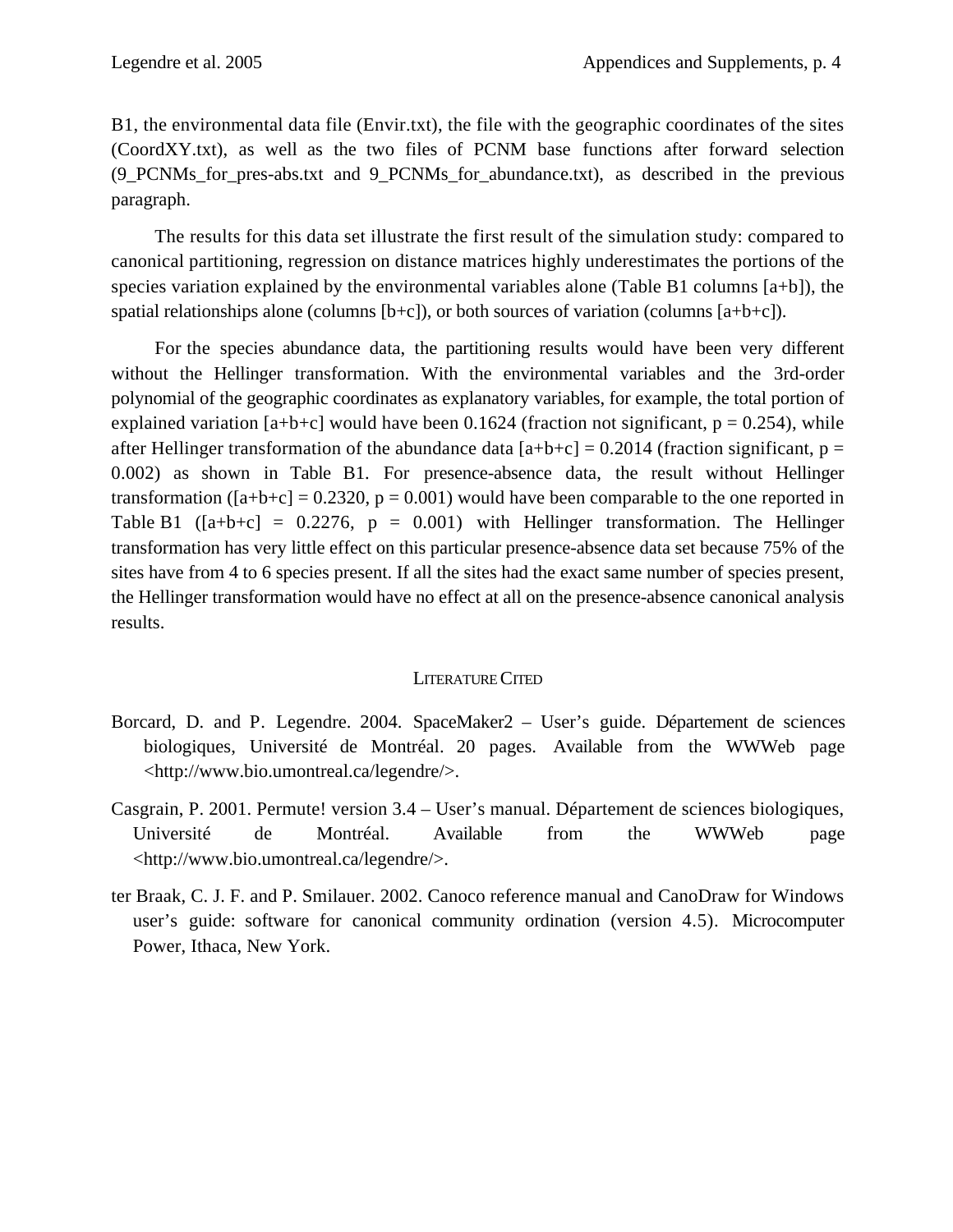B1, the environmental data file (Envir.txt), the file with the geographic coordinates of the sites (CoordXY.txt), as well as the two files of PCNM base functions after forward selection (9_PCNMs_for_pres-abs.txt and 9_PCNMs_for_abundance.txt), as described in the previous paragraph.

The results for this data set illustrate the first result of the simulation study: compared to canonical partitioning, regression on distance matrices highly underestimates the portions of the species variation explained by the environmental variables alone (Table B1 columns [a+b]), the spatial relationships alone (columns [b+c]), or both sources of variation (columns [a+b+c]).

For the species abundance data, the partitioning results would have been very different without the Hellinger transformation. With the environmental variables and the 3rd-order polynomial of the geographic coordinates as explanatory variables, for example, the total portion of explained variation [a+b+c] would have been 0.1624 (fraction not significant, $p = 0.254$), while after Hellinger transformation of the abundance data [a+b+c] = 0.2014 (fraction significant, $p = 0.002$) as shown in Table B1. For presence-absence data, the result without Hellinger transformation ([a+b+c] = 0.2320, $p = 0.001$) would have been comparable to the one reported in Table B1 ([a+b+c] = 0.2276, $p = 0.001$) with Hellinger transformation. The Hellinger transformation has very little effect on this particular presence-absence data set because 75% of the sites have from 4 to 6 species present. If all the sites had the exact same number of species present, the Hellinger transformation would have no effect at all on the presence-absence canonical analysis results.

## LITERATURE CITED

Borcard, D. and P. Legendre. 2004. SpaceMaker2 – User's guide. Département de sciences biologiques, Université de Montréal. 20 pages. Available from the WWWeb page <http://www.bio.umontreal.ca/legendre/>.

Casgrain, P. 2001. Permute! version 3.4 – User's manual. Département de sciences biologiques, Université de Montréal. Available from the WWWeb page <http://www.bio.umontreal.ca/legendre/>.

ter Braak, C. J. F. and P. Smilauer. 2002. Canoco reference manual and CanoDraw for Windows user's guide: software for canonical community ordination (version 4.5). Microcomputer Power, Ithaca, New York.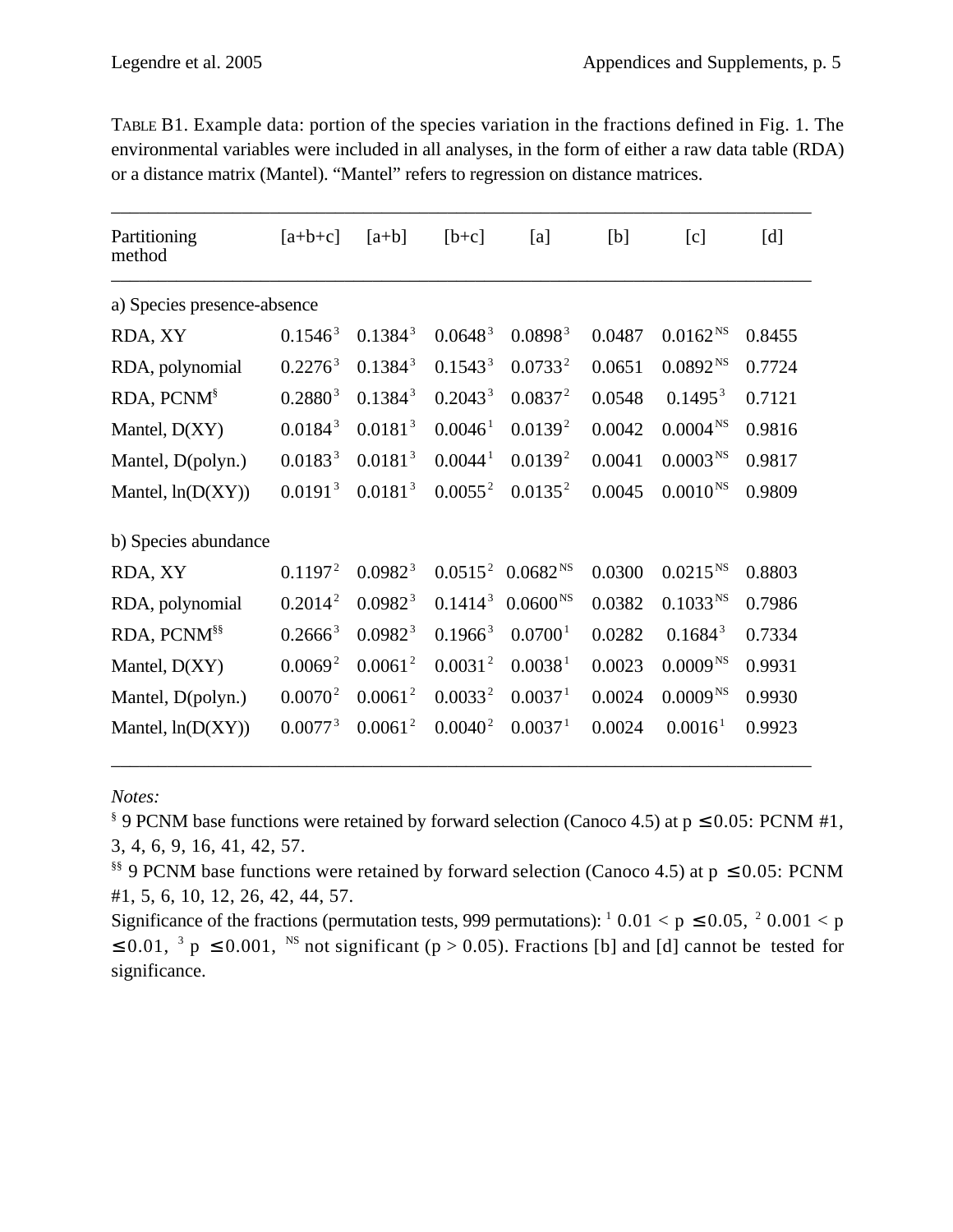TABLE B1. Example data: portion of the species variation in the fractions defined in Fig. 1. The environmental variables were included in all analyses, in the form of either a raw data table (RDA) or a distance matrix (Mantel). "Mantel" refers to regression on distance matrices.

| Partitioning method | [a+b+c] | [a+b] | [b+c] | [a] | [b] | [c] | [d] |
|---|---|---|---|---|---|---|---|
| a) Species presence-absence | | | | | | | |
| RDA, XY | 0.1546 [3] | 0.1384 [3] | 0.0648 [3] | 0.0898 [3] | 0.0487 | 0.0162 [NS] | 0.8455 |
| RDA, polynomial | 0.2276 [3] | 0.1384 [3] | 0.1543 [3] | 0.0733 [2] | 0.0651 | 0.0892 [NS] | 0.7724 |
| RDA, PCNM[§] | 0.2880 [3] | 0.1384 [3] | 0.2043 [3] | 0.0837 [2] | 0.0548 | 0.1495 [3] | 0.7121 |
| Mantel, D(XY) | 0.0184 [3] | 0.0181 [3] | 0.0046 [1] | 0.0139 [2] | 0.0042 | 0.0004 [NS] | 0.9816 |
| Mantel, D(polyn.) | 0.0183 [3] | 0.0181 [3] | 0.0044 [1] | 0.0139 [2] | 0.0041 | 0.0003 [NS] | 0.9817 |
| Mantel, ln(D(XY)) | 0.0191 [3] | 0.0181 [3] | 0.0055 [2] | 0.0135 [2] | 0.0045 | 0.0010 [NS] | 0.9809 |
| b) Species abundance | | | | | | | |
| RDA, XY | 0.1197 [2] | 0.0982 [3] | 0.0515 [2] | 0.0682 [NS] | 0.0300 | 0.0215 [NS] | 0.8803 |
| RDA, polynomial | 0.2014 [2] | 0.0982 [3] | 0.1414 [3] | 0.0600 [NS] | 0.0382 | 0.1033 [NS] | 0.7986 |
| RDA, PCNM[§§] | 0.2666 [3] | 0.0982 [3] | 0.1966 [3] | 0.0700 [1] | 0.0282 | 0.1684 [3] | 0.7334 |
| Mantel, D(XY) | 0.0069 [2] | 0.0061 [2] | 0.0031 [2] | 0.0038 [1] | 0.0023 | 0.0009 [NS] | 0.9931 |
| Mantel, D(polyn.) | 0.0070 [2] | 0.0061 [2] | 0.0033 [2] | 0.0037 [1] | 0.0024 | 0.0009 [NS] | 0.9930 |
| Mantel, ln(D(XY)) | 0.0077 [3] | 0.0061 [2] | 0.0040 [2] | 0.0037 [1] | 0.0024 | 0.0016 [1] | 0.9923 |

*Notes:*

[§] 9 PCNM base functions were retained by forward selection (Canoco 4.5) at $p \leq 0.05$: PCNM #1, 3, 4, 6, 9, 16, 41, 42, 57.

[§§] 9 PCNM base functions were retained by forward selection (Canoco 4.5) at $p \leq 0.05$: PCNM #1, 5, 6, 10, 12, 26, 42, 44, 57.

Significance of the fractions (permutation tests, 999 permutations): [1] $0.01 < p \leq 0.05$, [2] $0.001 < p \leq 0.01$, [3] $p \leq 0.001$, [NS] not significant ($p > 0.05$). Fractions [b] and [d] cannot be tested for significance.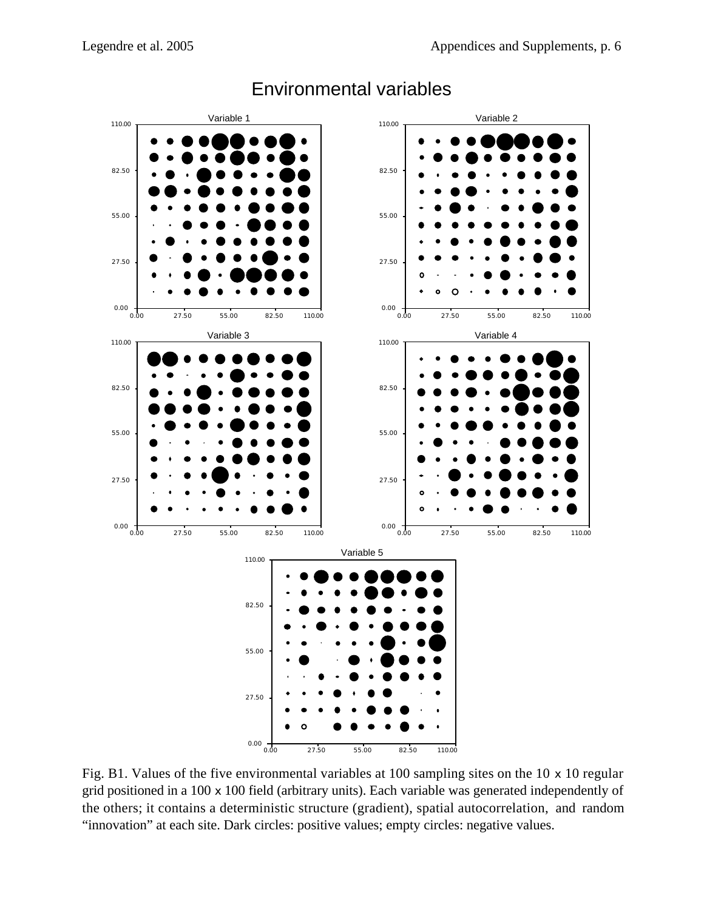# Environmental variables

Fig. B1. Values of the five environmental variables at 100 sampling sites on the 10 x 10 regular grid positioned in a 100 x 100 field (arbitrary units). Each variable was generated independently of the others; it contains a deterministic structure (gradient), spatial autocorrelation, and random “innovation” at each site. Dark circles: positive values; empty circles: negative values.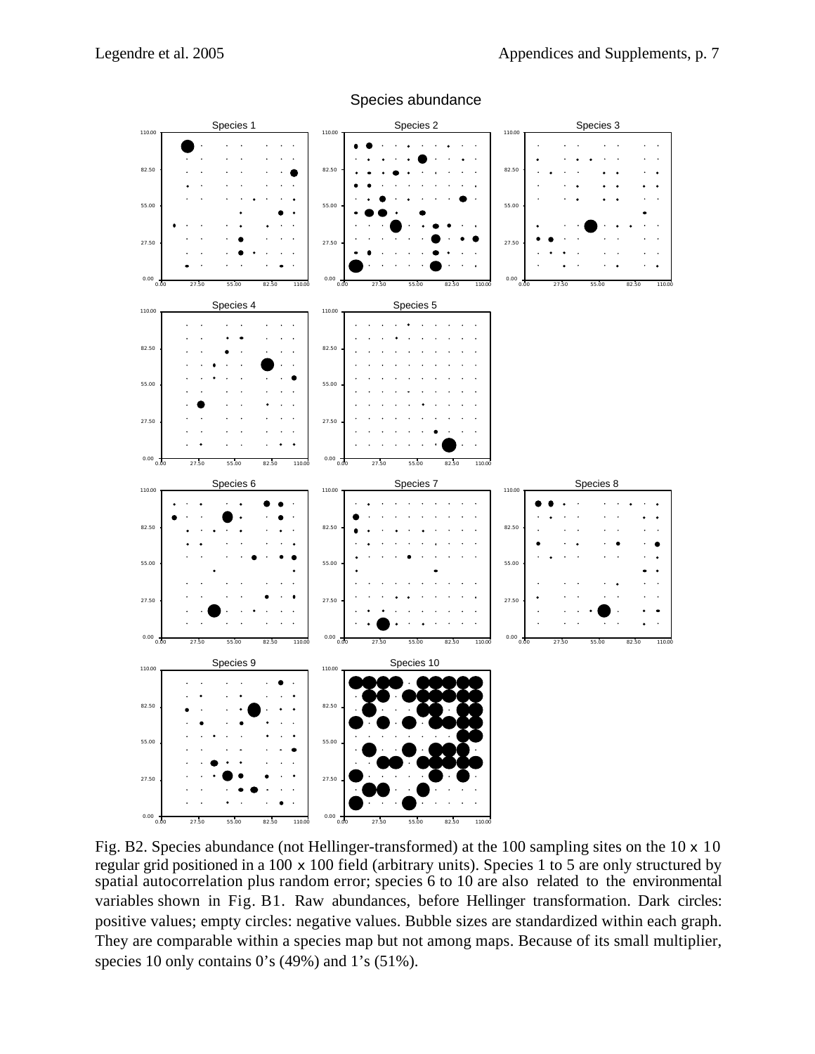Species abundance

Fig. B2. Species abundance (not Hellinger-transformed) at the 100 sampling sites on the 10 x 10 regular grid positioned in a 100 x 100 field (arbitrary units). Species 1 to 5 are only structured by spatial autocorrelation plus random error; species 6 to 10 are also related to the environmental variables shown in Fig. B1. Raw abundances, before Hellinger transformation. Dark circles: positive values; empty circles: negative values. Bubble sizes are standardized within each graph. They are comparable within a species map but not among maps. Because of its small multiplier, species 10 only contains 0's (49%) and 1's (51%).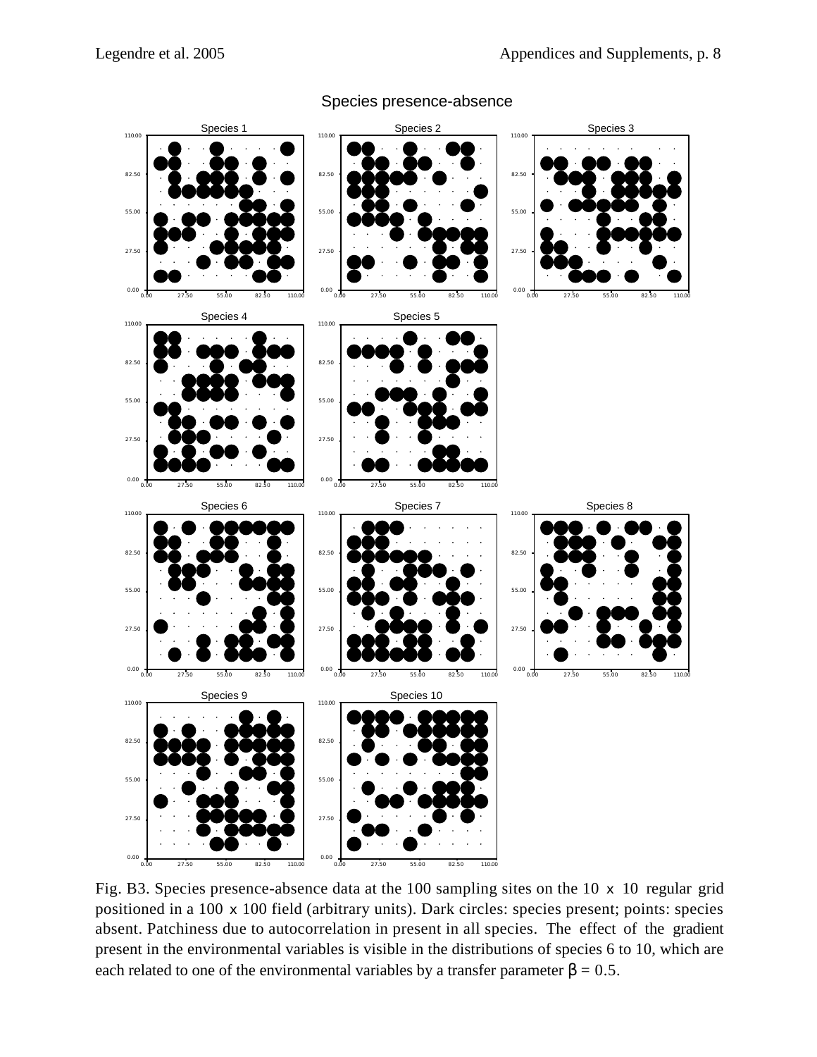Species presence-absence

Fig. B3. Species presence-absence data at the 100 sampling sites on the 10 x 10 regular grid positioned in a 100 x 100 field (arbitrary units). Dark circles: species present; points: species absent. Patchiness due to autocorrelation in present in all species. The effect of the gradient present in the environmental variables is visible in the distributions of species 6 to 10, which are each related to one of the environmental variables by a transfer parameter $\beta = 0.5$.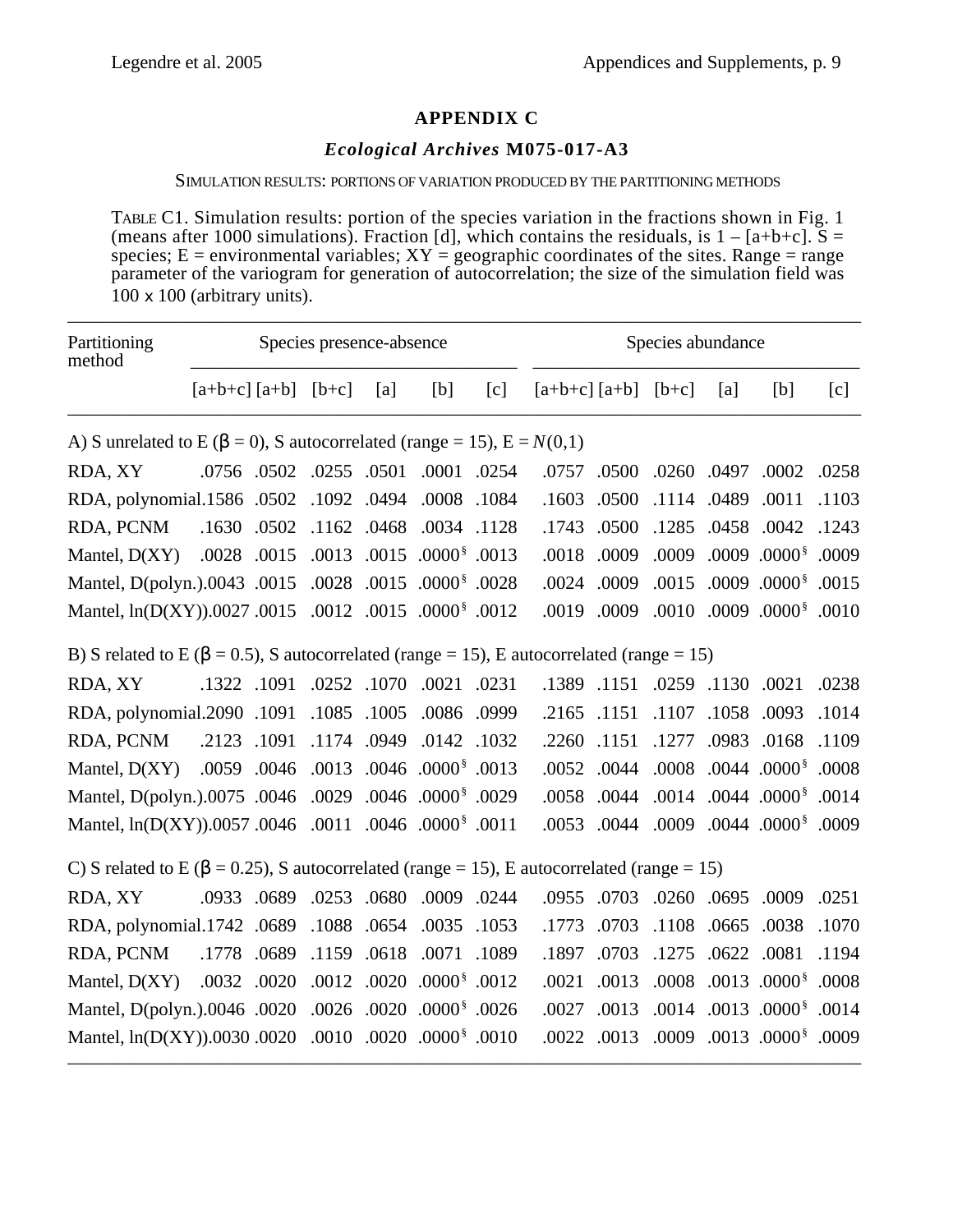## APPENDIX C

### *Ecological Archives* M075-017-A3

SIMULATION RESULTS: PORTIONS OF VARIATION PRODUCED BY THE PARTITIONING METHODS

TABLE C1. Simulation results: portion of the species variation in the fractions shown in Fig. 1 (means after 1000 simulations). Fraction [d], which contains the residuals, is 1 – [a+b+c]. S = species; E = environmental variables; XY = geographic coordinates of the sites. Range = range parameter of the variogram for generation of autocorrelation; the size of the simulation field was 100 x 100 (arbitrary units).

| Partitioning method | Species presence-absence | | | | | | Species abundance | | | | | |
|---|---|---|---|---|---|---|---|---|---|---|---|---|
| | [a+b+c] | [a+b] | [b+c] | [a] | [b] | [c] | [a+b+c] | [a+b] | [b+c] | [a] | [b] | [c] |
| A) S unrelated to E (β = 0), S autocorrelated (range = 15), E = *N*(0,1) | | | | | | | | | | | | |
| RDA, XY | .0756 | .0502 | .0255 | .0501 | .0001 | .0254 | .0757 | .0500 | .0260 | .0497 | .0002 | .0258 |
| RDA, polynomial | .1586 | .0502 | .1092 | .0494 | .0008 | .1084 | .1603 | .0500 | .1114 | .0489 | .0011 | .1103 |
| RDA, PCNM | .1630 | .0502 | .1162 | .0468 | .0034 | .1128 | .1743 | .0500 | .1285 | .0458 | .0042 | .1243 |
| Mantel, D(XY) | .0028 | .0015 | .0013 | .0015 | .0000 § | .0013 | .0018 | .0009 | .0009 | .0009 | .0000 § | .0009 |
| Mantel, D(polyn.) | .0043 | .0015 | .0028 | .0015 | .0000 § | .0028 | .0024 | .0009 | .0015 | .0009 | .0000 § | .0015 |
| Mantel, ln(D(XY)) | .0027 | .0015 | .0012 | .0015 | .0000 § | .0012 | .0019 | .0009 | .0010 | .0009 | .0000 § | .0010 |
| B) S related to E (β = 0.5), S autocorrelated (range = 15), E autocorrelated (range = 15) | | | | | | | | | | | | |
| RDA, XY | .1322 | .1091 | .0252 | .1070 | .0021 | .0231 | .1389 | .1151 | .0259 | .1130 | .0021 | .0238 |
| RDA, polynomial | .2090 | .1091 | .1085 | .1005 | .0086 | .0999 | .2165 | .1151 | .1107 | .1058 | .0093 | .1014 |
| RDA, PCNM | .2123 | .1091 | .1174 | .0949 | .0142 | .1032 | .2260 | .1151 | .1277 | .0983 | .0168 | .1109 |
| Mantel, D(XY) | .0059 | .0046 | .0013 | .0046 | .0000 § | .0013 | .0052 | .0044 | .0008 | .0044 | .0000 § | .0008 |
| Mantel, D(polyn.) | .0075 | .0046 | .0029 | .0046 | .0000 § | .0029 | .0058 | .0044 | .0014 | .0044 | .0000 § | .0014 |
| Mantel, ln(D(XY)) | .0057 | .0046 | .0011 | .0046 | .0000 § | .0011 | .0053 | .0044 | .0009 | .0044 | .0000 § | .0009 |
| C) S related to E (β = 0.25), S autocorrelated (range = 15), E autocorrelated (range = 15) | | | | | | | | | | | | |
| RDA, XY | .0933 | .0689 | .0253 | .0680 | .0009 | .0244 | .0955 | .0703 | .0260 | .0695 | .0009 | .0251 |
| RDA, polynomial | .1742 | .0689 | .1088 | .0654 | .0035 | .1053 | .1773 | .0703 | .1108 | .0665 | .0038 | .1070 |
| RDA, PCNM | .1778 | .0689 | .1159 | .0618 | .0071 | .1089 | .1897 | .0703 | .1275 | .0622 | .0081 | .1194 |
| Mantel, D(XY) | .0032 | .0020 | .0012 | .0020 | .0000 § | .0012 | .0021 | .0013 | .0008 | .0013 | .0000 § | .0008 |
| Mantel, D(polyn.) | .0046 | .0020 | .0026 | .0020 | .0000 § | .0026 | .0027 | .0013 | .0014 | .0013 | .0000 § | .0014 |
| Mantel, ln(D(XY)) | .0030 | .0020 | .0010 | .0020 | .0000 § | .0010 | .0022 | .0013 | .0009 | .0013 | .0000 § | .0009 |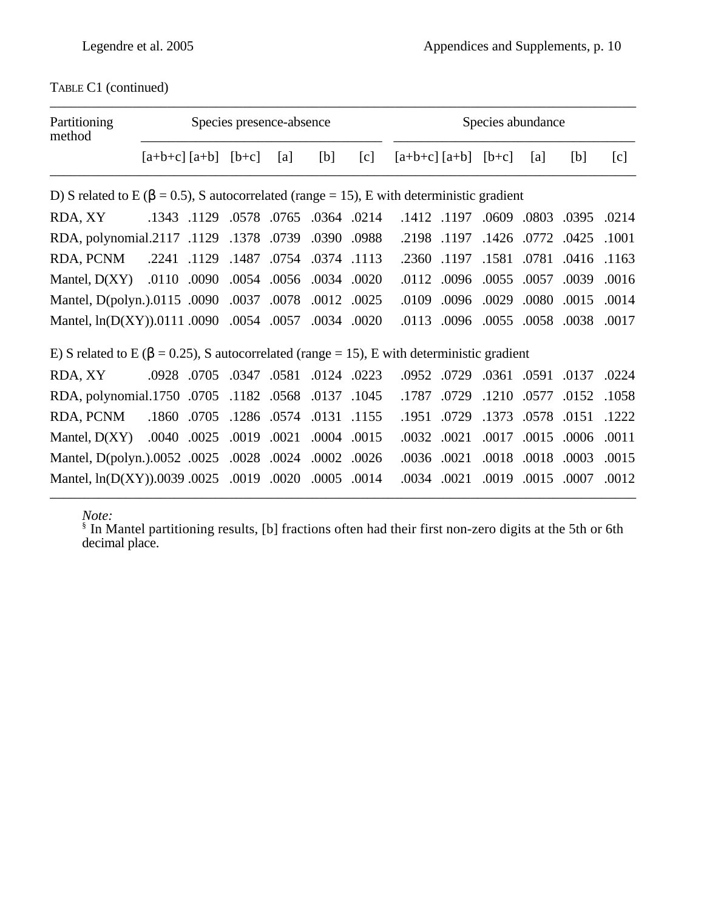TABLE C1 (continued)

| Partitioning method | Species presence-absence | | | | | | Species abundance | | | | | |
|---|---|---|---|---|---|---|---|---|---|---|---|---|
| | [a+b+c] | [a+b] | [b+c] | [a] | [b] | [c] | [a+b+c] | [a+b] | [b+c] | [a] | [b] | [c] |
| D) S related to E (β = 0.5), S autocorrelated (range = 15), E with deterministic gradient | | | | | | | | | | | | |
| RDA, XY | .1343 | .1129 | .0578 | .0765 | .0364 | .0214 | .1412 | .1197 | .0609 | .0803 | .0395 | .0214 |
| RDA, polynomial | .2117 | .1129 | .1378 | .0739 | .0390 | .0988 | .2198 | .1197 | .1426 | .0772 | .0425 | .1001 |
| RDA, PCNM | .2241 | .1129 | .1487 | .0754 | .0374 | .1113 | .2360 | .1197 | .1581 | .0781 | .0416 | .1163 |
| Mantel, D(XY) | .0110 | .0090 | .0054 | .0056 | .0034 | .0020 | .0112 | .0096 | .0055 | .0057 | .0039 | .0016 |
| Mantel, D(polyn.) | .0115 | .0090 | .0037 | .0078 | .0012 | .0025 | .0109 | .0096 | .0029 | .0080 | .0015 | .0014 |
| Mantel, ln(D(XY)) | .0111 | .0090 | .0054 | .0057 | .0034 | .0020 | .0113 | .0096 | .0055 | .0058 | .0038 | .0017 |
| E) S related to E (β = 0.25), S autocorrelated (range = 15), E with deterministic gradient | | | | | | | | | | | | |
| RDA, XY | .0928 | .0705 | .0347 | .0581 | .0124 | .0223 | .0952 | .0729 | .0361 | .0591 | .0137 | .0224 |
| RDA, polynomial | .1750 | .0705 | .1182 | .0568 | .0137 | .1045 | .1787 | .0729 | .1210 | .0577 | .0152 | .1058 |
| RDA, PCNM | .1860 | .0705 | .1286 | .0574 | .0131 | .1155 | .1951 | .0729 | .1373 | .0578 | .0151 | .1222 |
| Mantel, D(XY) | .0040 | .0025 | .0019 | .0021 | .0004 | .0015 | .0032 | .0021 | .0017 | .0015 | .0006 | .0011 |
| Mantel, D(polyn.) | .0052 | .0025 | .0028 | .0024 | .0002 | .0026 | .0036 | .0021 | .0018 | .0018 | .0003 | .0015 |
| Mantel, ln(D(XY)) | .0039 | .0025 | .0019 | .0020 | .0005 | .0014 | .0034 | .0021 | .0019 | .0015 | .0007 | .0012 |

*Note:*
§ In Mantel partitioning results, [b] fractions often had their first non-zero digits at the 5th or 6th decimal place.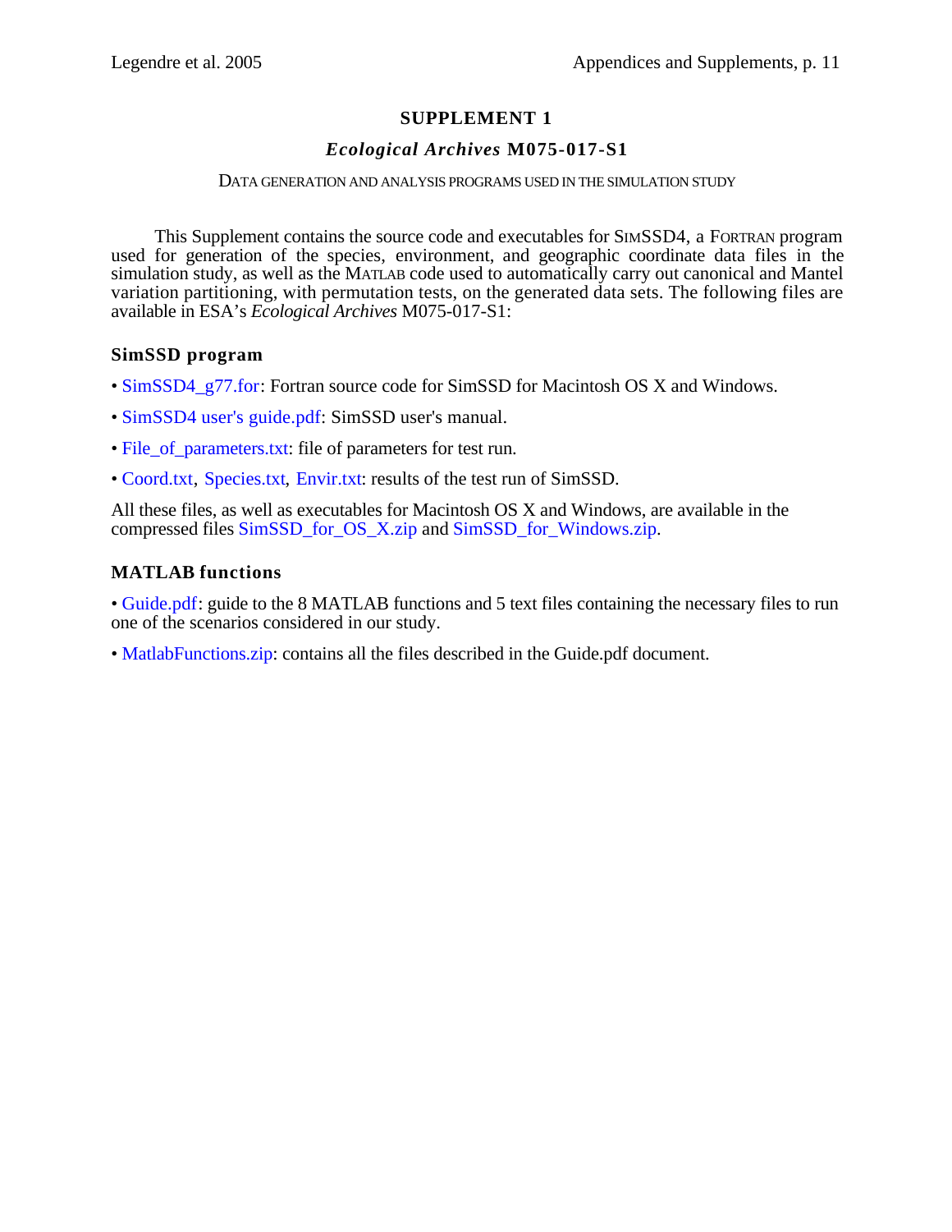# SUPPLEMENT 1

## *Ecological Archives* M075-017-S1

DATA GENERATION AND ANALYSIS PROGRAMS USED IN THE SIMULATION STUDY

This Supplement contains the source code and executables for SIMSSD4, a FORTRAN program used for generation of the species, environment, and geographic coordinate data files in the simulation study, as well as the MATLAB code used to automatically carry out canonical and Mantel variation partitioning, with permutation tests, on the generated data sets. The following files are available in ESA's *Ecological Archives* M075-017-S1:

### SimSSD program

- SimSSD4_g77.for: Fortran source code for SimSSD for Macintosh OS X and Windows.
- SimSSD4 user's guide.pdf: SimSSD user's manual.
- File_of_parameters.txt: file of parameters for test run.
- Coord.txt, Species.txt, Envir.txt: results of the test run of SimSSD.

All these files, as well as executables for Macintosh OS X and Windows, are available in the compressed files SimSSD_for_OS_X.zip and SimSSD_for_Windows.zip.

### MATLAB functions

- Guide.pdf: guide to the 8 MATLAB functions and 5 text files containing the necessary files to run one of the scenarios considered in our study.
- MatlabFunctions.zip: contains all the files described in the Guide.pdf document.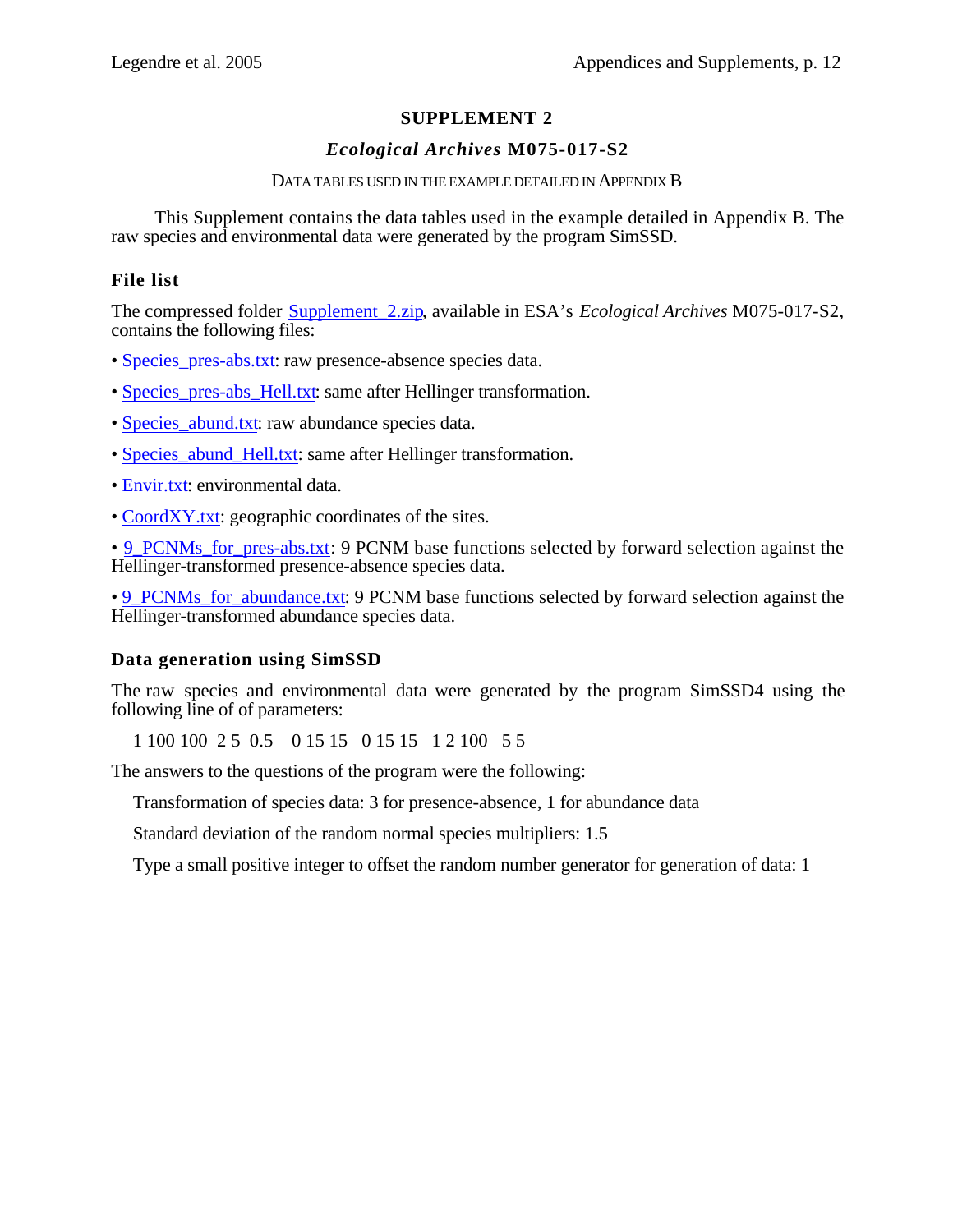# SUPPLEMENT 2

## *Ecological Archives* M075-017-S2

DATA TABLES USED IN THE EXAMPLE DETAILED IN APPENDIX B

This Supplement contains the data tables used in the example detailed in Appendix B. The raw species and environmental data were generated by the program SimSSD.

### File list

The compressed folder Supplement_2.zip, available in ESA's *Ecological Archives* M075-017-S2, contains the following files:

- Species_pres-abs.txt: raw presence-absence species data.
- Species_pres-abs_Hell.txt: same after Hellinger transformation.
- Species_abund.txt: raw abundance species data.
- Species_abund_Hell.txt: same after Hellinger transformation.
- Envir.txt: environmental data.
- CoordXY.txt: geographic coordinates of the sites.
- 9_PCNMs_for_pres-abs.txt: 9 PCNM base functions selected by forward selection against the Hellinger-transformed presence-absence species data.
- 9_PCNMs_for_abundance.txt: 9 PCNM base functions selected by forward selection against the Hellinger-transformed abundance species data.

### Data generation using SimSSD

The raw species and environmental data were generated by the program SimSSD4 using the following line of of parameters:

1 100 100  2 5  0.5    0 15 15   0 15 15   1 2 100   5 5

The answers to the questions of the program were the following:

Transformation of species data: 3 for presence-absence, 1 for abundance data

Standard deviation of the random normal species multipliers: 1.5

Type a small positive integer to offset the random number generator for generation of data: 1